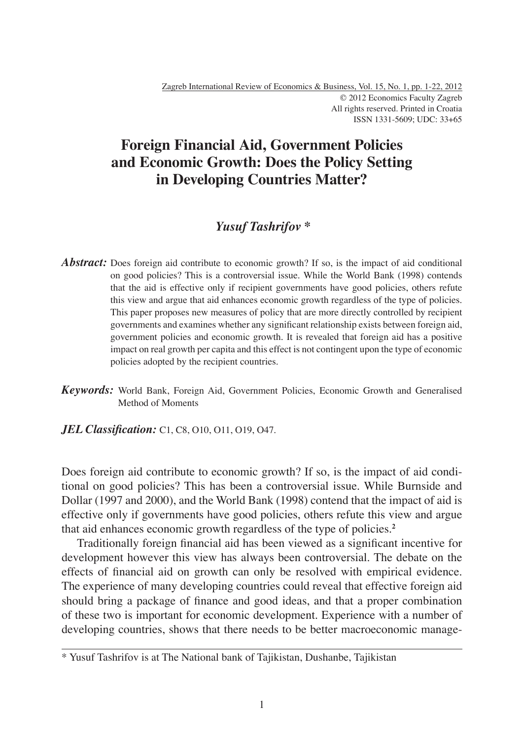# Foreign Financial Aid, Government Policies and Economic Growth: Does the Policy Setting in Developing Countries Matter?

***Yusuf Tashrifov \****

***Abstract:*** Does foreign aid contribute to economic growth? If so, is the impact of aid conditional on good policies? This is a controversial issue. While the World Bank (1998) contends that the aid is effective only if recipient governments have good policies, others refute this view and argue that aid enhances economic growth regardless of the type of policies. This paper proposes new measures of policy that are more directly controlled by recipient governments and examines whether any significant relationship exists between foreign aid, government policies and economic growth. It is revealed that foreign aid has a positive impact on real growth per capita and this effect is not contingent upon the type of economic policies adopted by the recipient countries.

***Keywords:*** World Bank, Foreign Aid, Government Policies, Economic Growth and Generalised Method of Moments

***JEL Classification:*** C1, C8, O10, O11, O19, O47.

Does foreign aid contribute to economic growth? If so, is the impact of aid conditional on good policies? This has been a controversial issue. While Burnside and Dollar (1997 and 2000), and the World Bank (1998) contend that the impact of aid is effective only if governments have good policies, others refute this view and argue that aid enhances economic growth regardless of the type of policies.[2]

Traditionally foreign financial aid has been viewed as a significant incentive for development however this view has always been controversial. The debate on the effects of financial aid on growth can only be resolved with empirical evidence. The experience of many developing countries could reveal that effective foreign aid should bring a package of finance and good ideas, and that a proper combination of these two is important for economic development. Experience with a number of developing countries, shows that there needs to be better macroeconomic manage-

\* Yusuf Tashrifov is at The National bank of Tajikistan, Dushanbe, Tajikistan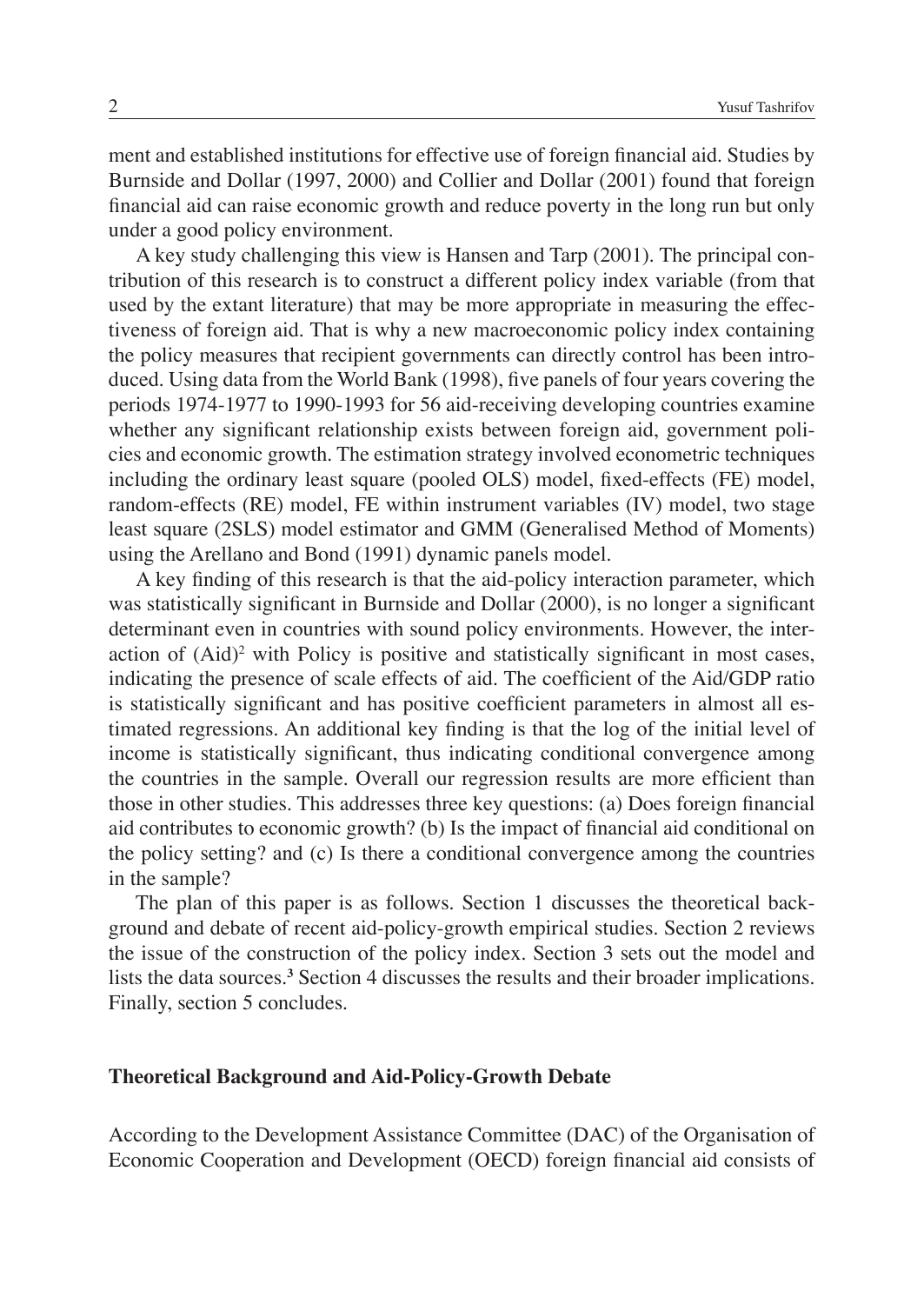ment and established institutions for effective use of foreign financial aid. Studies by Burnside and Dollar (1997, 2000) and Collier and Dollar (2001) found that foreign financial aid can raise economic growth and reduce poverty in the long run but only under a good policy environment.

A key study challenging this view is Hansen and Tarp (2001). The principal contribution of this research is to construct a different policy index variable (from that used by the extant literature) that may be more appropriate in measuring the effectiveness of foreign aid. That is why a new macroeconomic policy index containing the policy measures that recipient governments can directly control has been introduced. Using data from the World Bank (1998), five panels of four years covering the periods 1974-1977 to 1990-1993 for 56 aid-receiving developing countries examine whether any significant relationship exists between foreign aid, government policies and economic growth. The estimation strategy involved econometric techniques including the ordinary least square (pooled OLS) model, fixed-effects (FE) model, random-effects (RE) model, FE within instrument variables (IV) model, two stage least square (2SLS) model estimator and GMM (Generalised Method of Moments) using the Arellano and Bond (1991) dynamic panels model.

A key finding of this research is that the aid-policy interaction parameter, which was statistically significant in Burnside and Dollar (2000), is no longer a significant determinant even in countries with sound policy environments. However, the interaction of $(Aid)^2$ with Policy is positive and statistically significant in most cases, indicating the presence of scale effects of aid. The coefficient of the Aid/GDP ratio is statistically significant and has positive coefficient parameters in almost all estimated regressions. An additional key finding is that the log of the initial level of income is statistically significant, thus indicating conditional convergence among the countries in the sample. Overall our regression results are more efficient than those in other studies. This addresses three key questions: (a) Does foreign financial aid contributes to economic growth? (b) Is the impact of financial aid conditional on the policy setting? and (c) Is there a conditional convergence among the countries in the sample?

The plan of this paper is as follows. Section 1 discusses the theoretical background and debate of recent aid-policy-growth empirical studies. Section 2 reviews the issue of the construction of the policy index. Section 3 sets out the model and lists the data sources.[3] Section 4 discusses the results and their broader implications. Finally, section 5 concludes.

## Theoretical Background and Aid-Policy-Growth Debate

According to the Development Assistance Committee (DAC) of the Organisation of Economic Cooperation and Development (OECD) foreign financial aid consists of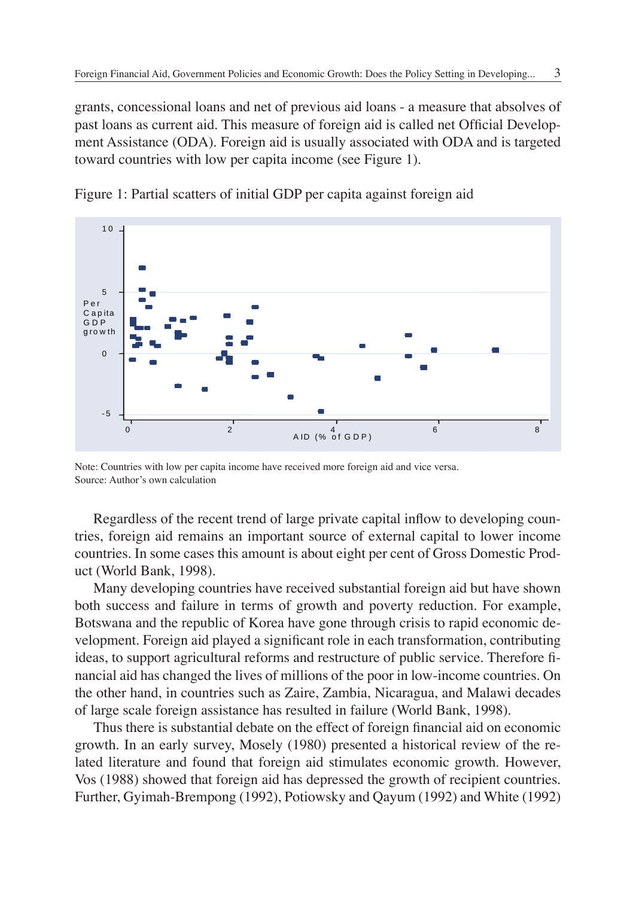grants, concessional loans and net of previous aid loans - a measure that absolves of past loans as current aid. This measure of foreign aid is called net Official Development Assistance (ODA). Foreign aid is usually associated with ODA and is targeted toward countries with low per capita income (see Figure 1).

Figure 1: Partial scatters of initial GDP per capita against foreign aid

Note: Countries with low per capita income have received more foreign aid and vice versa.
Source: Author's own calculation

Regardless of the recent trend of large private capital inflow to developing countries, foreign aid remains an important source of external capital to lower income countries. In some cases this amount is about eight per cent of Gross Domestic Product (World Bank, 1998).

Many developing countries have received substantial foreign aid but have shown both success and failure in terms of growth and poverty reduction. For example, Botswana and the republic of Korea have gone through crisis to rapid economic development. Foreign aid played a significant role in each transformation, contributing ideas, to support agricultural reforms and restructure of public service. Therefore financial aid has changed the lives of millions of the poor in low-income countries. On the other hand, in countries such as Zaire, Zambia, Nicaragua, and Malawi decades of large scale foreign assistance has resulted in failure (World Bank, 1998).

Thus there is substantial debate on the effect of foreign financial aid on economic growth. In an early survey, Mosely (1980) presented a historical review of the related literature and found that foreign aid stimulates economic growth. However, Vos (1988) showed that foreign aid has depressed the growth of recipient countries. Further, Gyimah-Brempong (1992), Potiowsky and Qayum (1992) and White (1992)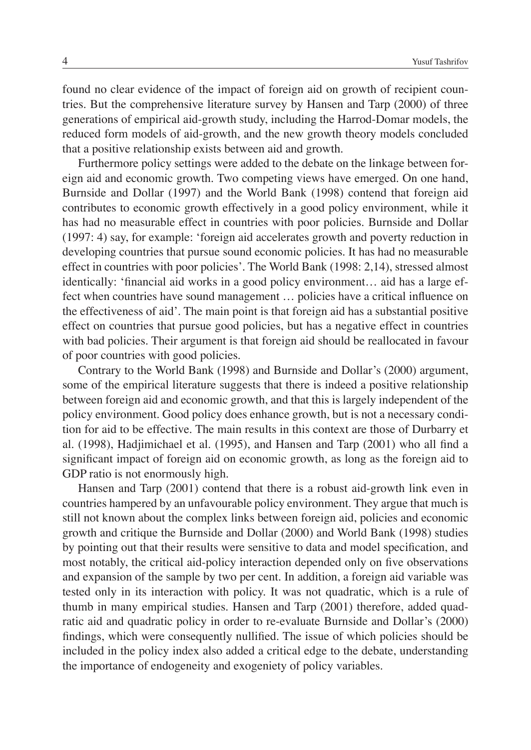found no clear evidence of the impact of foreign aid on growth of recipient countries. But the comprehensive literature survey by Hansen and Tarp (2000) of three generations of empirical aid-growth study, including the Harrod-Domar models, the reduced form models of aid-growth, and the new growth theory models concluded that a positive relationship exists between aid and growth.

Furthermore policy settings were added to the debate on the linkage between foreign aid and economic growth. Two competing views have emerged. On one hand, Burnside and Dollar (1997) and the World Bank (1998) contend that foreign aid contributes to economic growth effectively in a good policy environment, while it has had no measurable effect in countries with poor policies. Burnside and Dollar (1997: 4) say, for example: 'foreign aid accelerates growth and poverty reduction in developing countries that pursue sound economic policies. It has had no measurable effect in countries with poor policies'. The World Bank (1998: 2,14), stressed almost identically: 'financial aid works in a good policy environment… aid has a large effect when countries have sound management … policies have a critical influence on the effectiveness of aid'. The main point is that foreign aid has a substantial positive effect on countries that pursue good policies, but has a negative effect in countries with bad policies. Their argument is that foreign aid should be reallocated in favour of poor countries with good policies.

Contrary to the World Bank (1998) and Burnside and Dollar's (2000) argument, some of the empirical literature suggests that there is indeed a positive relationship between foreign aid and economic growth, and that this is largely independent of the policy environment. Good policy does enhance growth, but is not a necessary condition for aid to be effective. The main results in this context are those of Durbarry et al. (1998), Hadjimichael et al. (1995), and Hansen and Tarp (2001) who all find a significant impact of foreign aid on economic growth, as long as the foreign aid to GDP ratio is not enormously high.

Hansen and Tarp (2001) contend that there is a robust aid-growth link even in countries hampered by an unfavourable policy environment. They argue that much is still not known about the complex links between foreign aid, policies and economic growth and critique the Burnside and Dollar (2000) and World Bank (1998) studies by pointing out that their results were sensitive to data and model specification, and most notably, the critical aid-policy interaction depended only on five observations and expansion of the sample by two per cent. In addition, a foreign aid variable was tested only in its interaction with policy. It was not quadratic, which is a rule of thumb in many empirical studies. Hansen and Tarp (2001) therefore, added quadratic aid and quadratic policy in order to re-evaluate Burnside and Dollar's (2000) findings, which were consequently nullified. The issue of which policies should be included in the policy index also added a critical edge to the debate, understanding the importance of endogeneity and exogeniety of policy variables.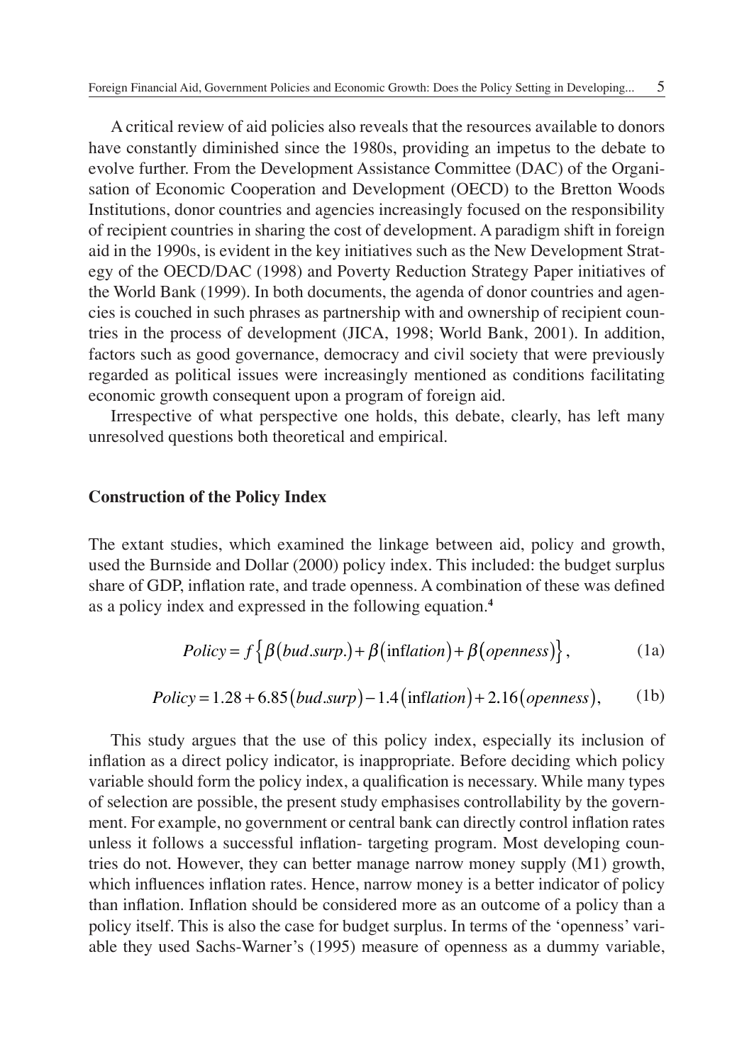A critical review of aid policies also reveals that the resources available to donors have constantly diminished since the 1980s, providing an impetus to the debate to evolve further. From the Development Assistance Committee (DAC) of the Organisation of Economic Cooperation and Development (OECD) to the Bretton Woods Institutions, donor countries and agencies increasingly focused on the responsibility of recipient countries in sharing the cost of development. A paradigm shift in foreign aid in the 1990s, is evident in the key initiatives such as the New Development Strategy of the OECD/DAC (1998) and Poverty Reduction Strategy Paper initiatives of the World Bank (1999). In both documents, the agenda of donor countries and agencies is couched in such phrases as partnership with and ownership of recipient countries in the process of development (JICA, 1998; World Bank, 2001). In addition, factors such as good governance, democracy and civil society that were previously regarded as political issues were increasingly mentioned as conditions facilitating economic growth consequent upon a program of foreign aid.

Irrespective of what perspective one holds, this debate, clearly, has left many unresolved questions both theoretical and empirical.

## Construction of the Policy Index

The extant studies, which examined the linkage between aid, policy and growth, used the Burnside and Dollar (2000) policy index. This included: the budget surplus share of GDP, inflation rate, and trade openness. A combination of these was defined as a policy index and expressed in the following equation.[4]

$$Policy = f\left\{\beta(bud.surp.) + \beta(\text{inf}lation) + \beta(openness)\right\}, \tag{1a}$$

$$Policy = 1.28 + 6.85(bud.surp) - 1.4(\text{inf}lation) + 2.16(openness), \tag{1b}$$

This study argues that the use of this policy index, especially its inclusion of inflation as a direct policy indicator, is inappropriate. Before deciding which policy variable should form the policy index, a qualification is necessary. While many types of selection are possible, the present study emphasises controllability by the government. For example, no government or central bank can directly control inflation rates unless it follows a successful inflation- targeting program. Most developing countries do not. However, they can better manage narrow money supply (M1) growth, which influences inflation rates. Hence, narrow money is a better indicator of policy than inflation. Inflation should be considered more as an outcome of a policy than a policy itself. This is also the case for budget surplus. In terms of the 'openness' variable they used Sachs-Warner's (1995) measure of openness as a dummy variable,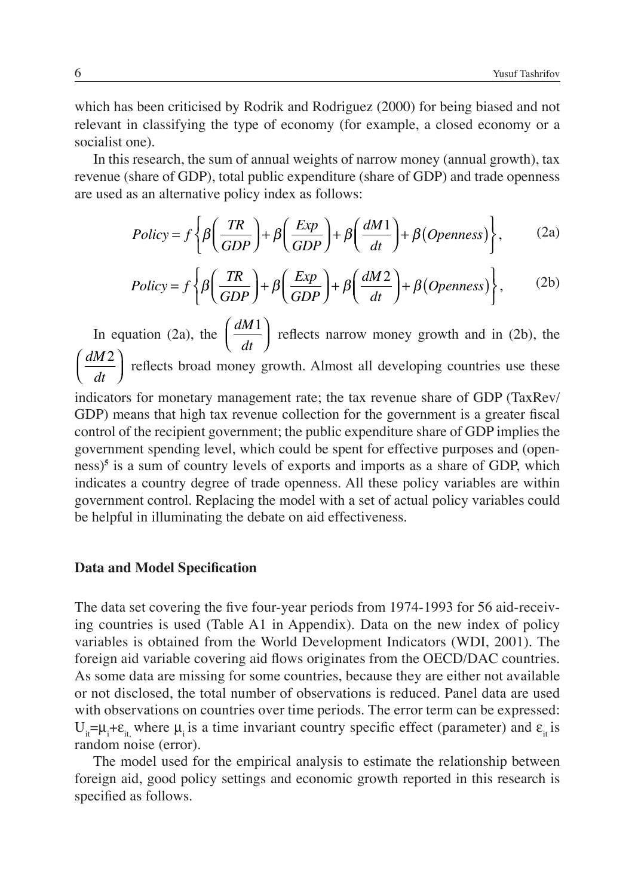which has been criticised by Rodrik and Rodriguez (2000) for being biased and not relevant in classifying the type of economy (for example, a closed economy or a socialist one).

In this research, the sum of annual weights of narrow money (annual growth), tax revenue (share of GDP), total public expenditure (share of GDP) and trade openness are used as an alternative policy index as follows:

$$Policy = f\left\{\beta\left(\frac{TR}{GDP}\right) + \beta\left(\frac{Exp}{GDP}\right) + \beta\left(\frac{dM1}{dt}\right) + \beta\left(Openness\right)\right\}, \tag{2a}$$

$$Policy = f\left\{\beta\left(\frac{TR}{GDP}\right) + \beta\left(\frac{Exp}{GDP}\right) + \beta\left(\frac{dM2}{dt}\right) + \beta\left(Openness\right)\right\}, \tag{2b}$$

In equation (2a), the $\left(\frac{dM1}{dt}\right)$ reflects narrow money growth and in (2b), the $\left(\frac{dM2}{dt}\right)$ reflects broad money growth. Almost all developing countries use these indicators for monetary management rate; the tax revenue share of GDP (TaxRev/GDP) means that high tax revenue collection for the government is a greater fiscal control of the recipient government; the public expenditure share of GDP implies the government spending level, which could be spent for effective purposes and (openness)[5] is a sum of country levels of exports and imports as a share of GDP, which indicates a country degree of trade openness. All these policy variables are within government control. Replacing the model with a set of actual policy variables could be helpful in illuminating the debate on aid effectiveness.

### Data and Model Specification

The data set covering the five four-year periods from 1974-1993 for 56 aid-receiving countries is used (Table A1 in Appendix). Data on the new index of policy variables is obtained from the World Development Indicators (WDI, 2001). The foreign aid variable covering aid flows originates from the OECD/DAC countries. As some data are missing for some countries, because they are either not available or not disclosed, the total number of observations is reduced. Panel data are used with observations on countries over time periods. The error term can be expressed: $U_{it}=\mu_i+\varepsilon_{it,}$ where $\mu_i$ is a time invariant country specific effect (parameter) and $\varepsilon_{it}$ is random noise (error).

The model used for the empirical analysis to estimate the relationship between foreign aid, good policy settings and economic growth reported in this research is specified as follows.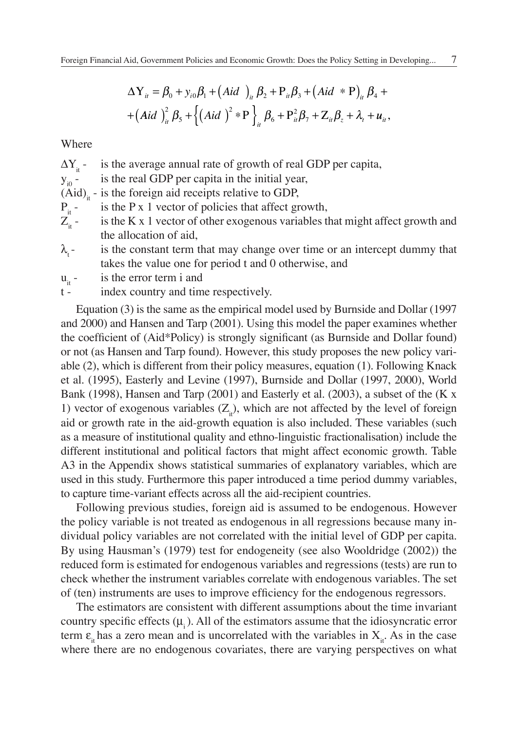$$\Delta Y_{it} = \beta_0 + y_{i0}\beta_1 + (Aid\ )_{it}\,\beta_2 + P_{it}\beta_3 + (Aid\ * P)_{it}\,\beta_4 +$$
$$+ (Aid\ )_{it}^2\,\beta_5 + \left\{(Aid\ )^2 * P\right\}_{it}\beta_6 + P_{it}^2\beta_7 + Z_{it}\beta_z + \lambda_t + u_{it},$$

Where

- $\Delta Y_{it}$ - is the average annual rate of growth of real GDP per capita,
- $y_{i0}$ - is the real GDP per capita in the initial year,
- $(Aid)_{it}$ - is the foreign aid receipts relative to GDP,
- $P_{it}$ - is the P x 1 vector of policies that affect growth,
- $Z_{it}$ - is the K x 1 vector of other exogenous variables that might affect growth and the allocation of aid,
- $\lambda_t$ - is the constant term that may change over time or an intercept dummy that takes the value one for period t and 0 otherwise, and
- $u_{it}$ - is the error term i and
- t - index country and time respectively.

Equation (3) is the same as the empirical model used by Burnside and Dollar (1997 and 2000) and Hansen and Tarp (2001). Using this model the paper examines whether the coefficient of (Aid*Policy) is strongly significant (as Burnside and Dollar found) or not (as Hansen and Tarp found). However, this study proposes the new policy variable (2), which is different from their policy measures, equation (1). Following Knack et al. (1995), Easterly and Levine (1997), Burnside and Dollar (1997, 2000), World Bank (1998), Hansen and Tarp (2001) and Easterly et al. (2003), a subset of the (K x 1) vector of exogenous variables ($Z_{it}$), which are not affected by the level of foreign aid or growth rate in the aid-growth equation is also included. These variables (such as a measure of institutional quality and ethno-linguistic fractionalisation) include the different institutional and political factors that might affect economic growth. Table A3 in the Appendix shows statistical summaries of explanatory variables, which are used in this study. Furthermore this paper introduced a time period dummy variables, to capture time-variant effects across all the aid-recipient countries.

Following previous studies, foreign aid is assumed to be endogenous. However the policy variable is not treated as endogenous in all regressions because many individual policy variables are not correlated with the initial level of GDP per capita. By using Hausman's (1979) test for endogeneity (see also Wooldridge (2002)) the reduced form is estimated for endogenous variables and regressions (tests) are run to check whether the instrument variables correlate with endogenous variables. The set of (ten) instruments are uses to improve efficiency for the endogenous regressors.

The estimators are consistent with different assumptions about the time invariant country specific effects ($\mu_i$). All of the estimators assume that the idiosyncratic error term $\varepsilon_{it}$ has a zero mean and is uncorrelated with the variables in $X_{it}$. As in the case where there are no endogenous covariates, there are varying perspectives on what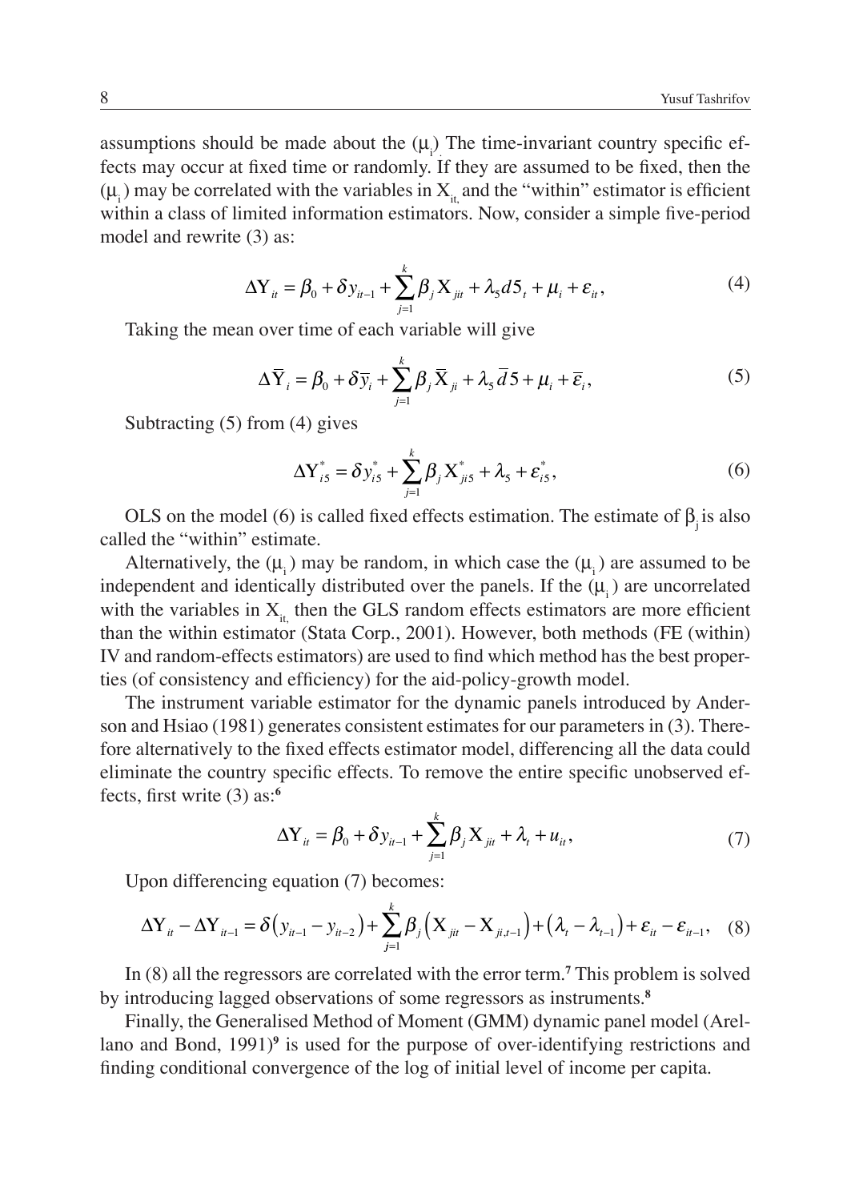assumptions should be made about the ($\mu_i$) The time-invariant country specific effects may occur at fixed time or randomly. If they are assumed to be fixed, then the ($\mu_i$) may be correlated with the variables in $X_{it,}$ and the "within" estimator is efficient within a class of limited information estimators. Now, consider a simple five-period model and rewrite (3) as:

$$\Delta Y_{it} = \beta_0 + \delta y_{it-1} + \sum_{j=1}^{k} \beta_j X_{jit} + \lambda_5 d5_t + \mu_i + \varepsilon_{it}, \tag{4}$$

Taking the mean over time of each variable will give

$$\Delta \bar{Y}_i = \beta_0 + \delta \bar{y}_i + \sum_{j=1}^{k} \beta_j \bar{X}_{ji} + \lambda_5 \bar{d}5 + \mu_i + \bar{\varepsilon}_i, \tag{5}$$

Subtracting (5) from (4) gives

$$\Delta Y^*_{i5} = \delta y^*_{i5} + \sum_{j=1}^{k} \beta_j X^*_{ji5} + \lambda_5 + \varepsilon^*_{i5}, \tag{6}$$

OLS on the model (6) is called fixed effects estimation. The estimate of $\beta_j$ is also called the "within" estimate.

Alternatively, the ($\mu_i$) may be random, in which case the ($\mu_i$) are assumed to be independent and identically distributed over the panels. If the ($\mu_i$) are uncorrelated with the variables in $X_{it,}$ then the GLS random effects estimators are more efficient than the within estimator (Stata Corp., 2001). However, both methods (FE (within) IV and random-effects estimators) are used to find which method has the best properties (of consistency and efficiency) for the aid-policy-growth model.

The instrument variable estimator for the dynamic panels introduced by Anderson and Hsiao (1981) generates consistent estimates for our parameters in (3). Therefore alternatively to the fixed effects estimator model, differencing all the data could eliminate the country specific effects. To remove the entire specific unobserved effects, first write (3) as:[6]

$$\Delta Y_{it} = \beta_0 + \delta y_{it-1} + \sum_{j=1}^{k} \beta_j X_{jit} + \lambda_t + u_{it}, \tag{7}$$

Upon differencing equation (7) becomes:

$$\Delta Y_{it} - \Delta Y_{it-1} = \delta\left(y_{it-1} - y_{it-2}\right) + \sum_{j=1}^{k} \beta_j \left(X_{jit} - X_{ji,t-1}\right) + \left(\lambda_t - \lambda_{t-1}\right) + \varepsilon_{it} - \varepsilon_{it-1}, \tag{8}$$

In (8) all the regressors are correlated with the error term.[7] This problem is solved by introducing lagged observations of some regressors as instruments.[8]

Finally, the Generalised Method of Moment (GMM) dynamic panel model (Arellano and Bond, 1991)[9] is used for the purpose of over-identifying restrictions and finding conditional convergence of the log of initial level of income per capita.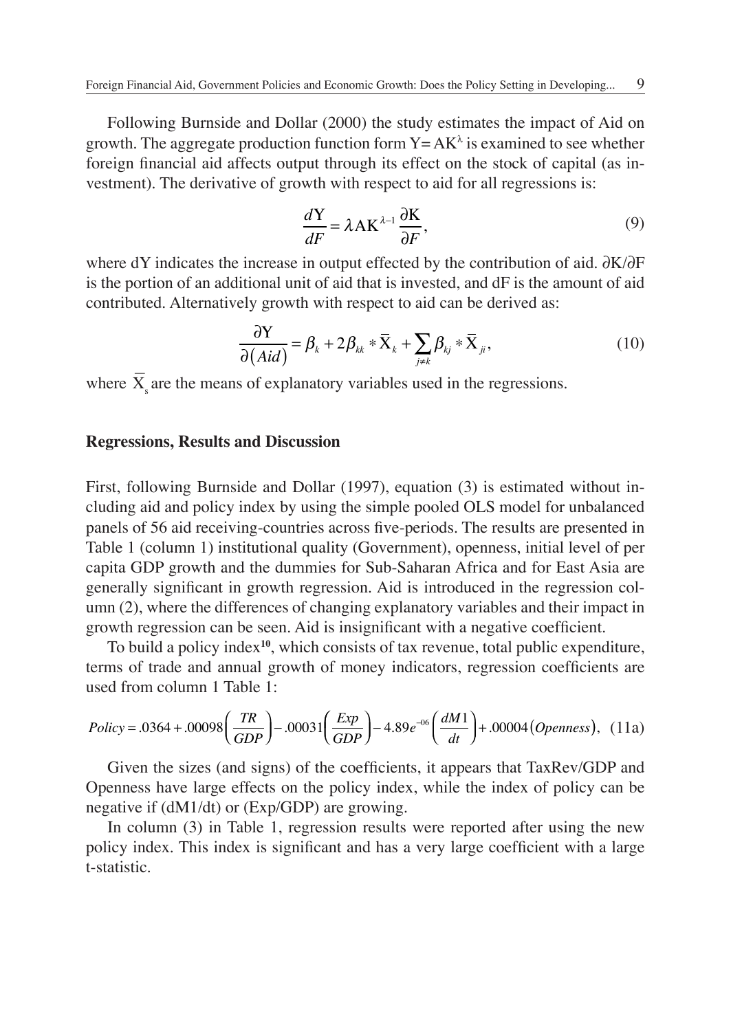Following Burnside and Dollar (2000) the study estimates the impact of Aid on growth. The aggregate production function form $Y = AK^{\lambda}$ is examined to see whether foreign financial aid affects output through its effect on the stock of capital (as investment). The derivative of growth with respect to aid for all regressions is:

$$\frac{dY}{dF} = \lambda A K^{\lambda-1} \frac{\partial K}{\partial F}, \tag{9}$$

where dY indicates the increase in output effected by the contribution of aid. $\partial K / \partial F$ is the portion of an additional unit of aid that is invested, and dF is the amount of aid contributed. Alternatively growth with respect to aid can be derived as:

$$\frac{\partial Y}{\partial (Aid)} = \beta_k + 2\beta_{kk} * \bar{X}_k + \sum_{j \neq k} \beta_{kj} * \bar{X}_{ji}, \tag{10}$$

where $\bar{X}_s$ are the means of explanatory variables used in the regressions.

## Regressions, Results and Discussion

First, following Burnside and Dollar (1997), equation (3) is estimated without including aid and policy index by using the simple pooled OLS model for unbalanced panels of 56 aid receiving-countries across five-periods. The results are presented in Table 1 (column 1) institutional quality (Government), openness, initial level of per capita GDP growth and the dummies for Sub-Saharan Africa and for East Asia are generally significant in growth regression. Aid is introduced in the regression column (2), where the differences of changing explanatory variables and their impact in growth regression can be seen. Aid is insignificant with a negative coefficient.

To build a policy index[10], which consists of tax revenue, total public expenditure, terms of trade and annual growth of money indicators, regression coefficients are used from column 1 Table 1:

$$Policy = .0364 + .00098\left(\frac{TR}{GDP}\right) - .00031\left(\frac{Exp}{GDP}\right) - 4.89e^{-06}\left(\frac{dM1}{dt}\right) + .00004(Openness), \tag{11a}$$

Given the sizes (and signs) of the coefficients, it appears that TaxRev/GDP and Openness have large effects on the policy index, while the index of policy can be negative if (dM1/dt) or (Exp/GDP) are growing.

In column (3) in Table 1, regression results were reported after using the new policy index. This index is significant and has a very large coefficient with a large t-statistic.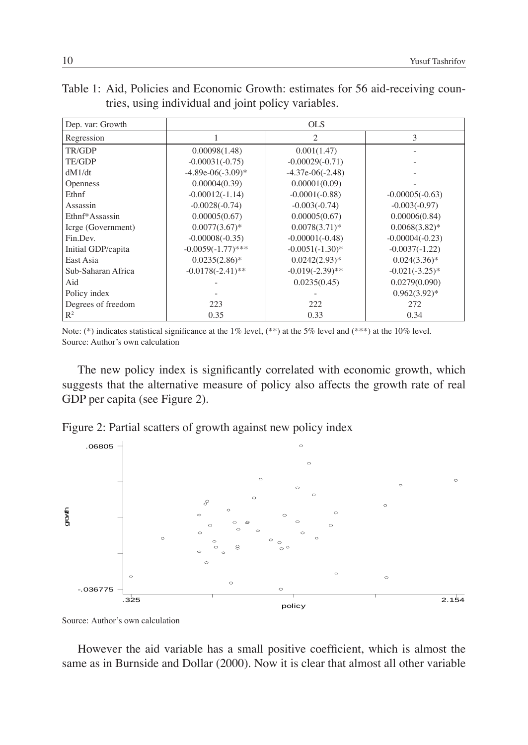Table 1: Aid, Policies and Economic Growth: estimates for 56 aid-receiving countries, using individual and joint policy variables.

| Dep. var: Growth | OLS | | |
|---|---|---|---|
| Regression | 1 | 2 | 3 |
| TR/GDP | 0.00098(1.48) | 0.001(1.47) | - |
| TE/GDP | -0.00031(-0.75) | -0.00029(-0.71) | - |
| dM1/dt | -4.89e-06(-3.09)* | -4.37e-06(-2.48) | - |
| Openness | 0.00004(0.39) | 0.00001(0.09) | - |
| Ethnf | -0.00012(-1.14) | -0.0001(-0.88) | -0.00005(-0.63) |
| Assassin | -0.0028(-0.74) | -0.003(-0.74) | -0.003(-0.97) |
| Ethnf*Assassin | 0.00005(0.67) | 0.00005(0.67) | 0.00006(0.84) |
| Icrge (Government) | 0.0077(3.67)* | 0.0078(3.71)* | 0.0068(3.82)* |
| Fin.Dev. | -0.00008(-0.35) | -0.00001(-0.48) | -0.00004(-0.23) |
| Initial GDP/capita | -0.0059(-1.77)*** | -0.0051(-1.30)* | -0.0037(-1.22) |
| East Asia | 0.0235(2.86)* | 0.0242(2.93)* | 0.024(3.36)* |
| Sub-Saharan Africa | -0.0178(-2.41)** | -0.019(-2.39)** | -0.021(-3.25)* |
| Aid | - | 0.0235(0.45) | 0.0279(0.090) |
| Policy index | - | - | 0.962(3.92)* |
| Degrees of freedom | 223 | 222 | 272 |
| $R^2$ | 0.35 | 0.33 | 0.34 |

Note: (*) indicates statistical significance at the 1% level, (**) at the 5% level and (***) at the 10% level.
Source: Author's own calculation

The new policy index is significantly correlated with economic growth, which suggests that the alternative measure of policy also affects the growth rate of real GDP per capita (see Figure 2).

Figure 2: Partial scatters of growth against new policy index

Source: Author's own calculation

However the aid variable has a small positive coefficient, which is almost the same as in Burnside and Dollar (2000). Now it is clear that almost all other variable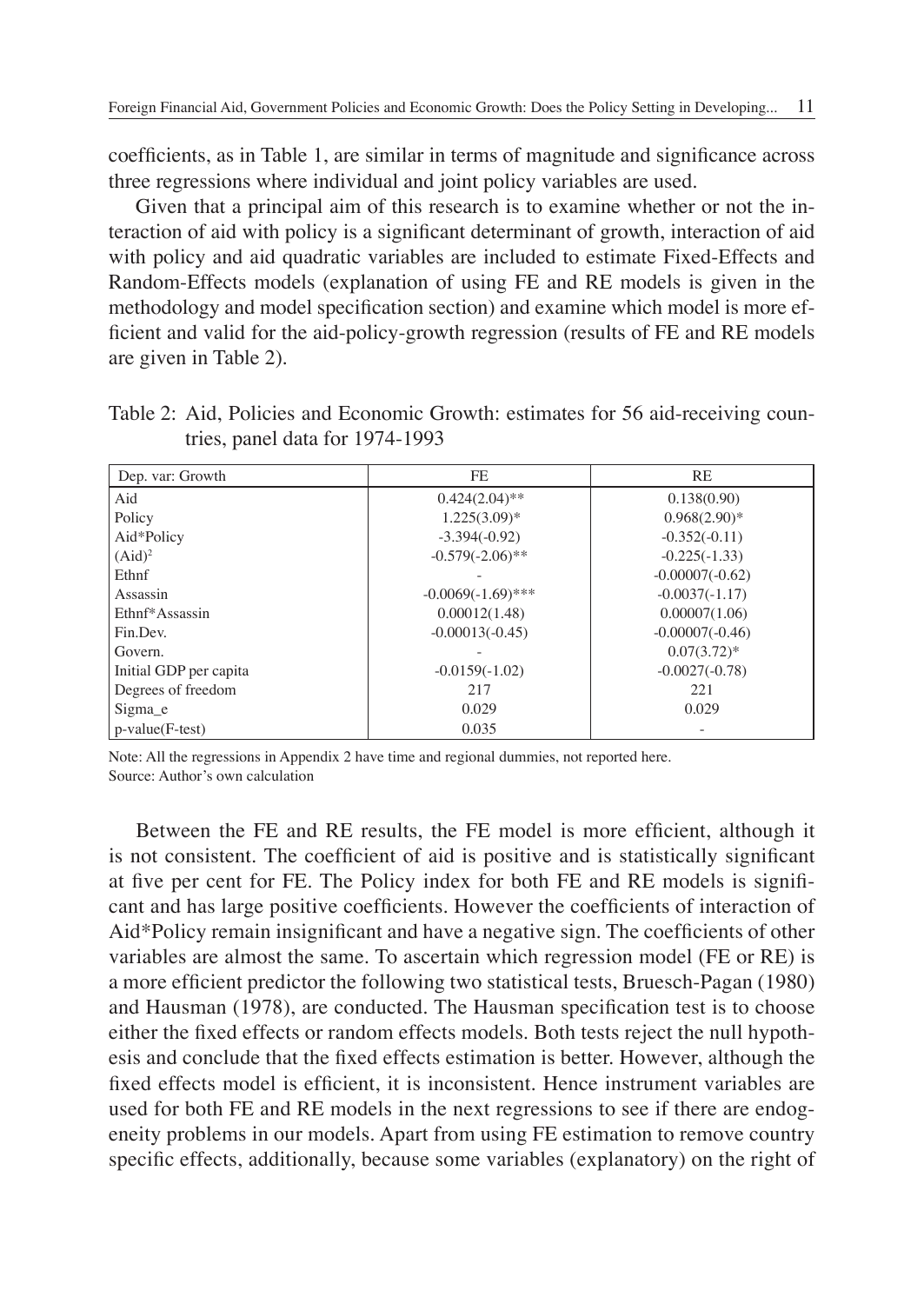coefficients, as in Table 1, are similar in terms of magnitude and significance across three regressions where individual and joint policy variables are used.

Given that a principal aim of this research is to examine whether or not the interaction of aid with policy is a significant determinant of growth, interaction of aid with policy and aid quadratic variables are included to estimate Fixed-Effects and Random-Effects models (explanation of using FE and RE models is given in the methodology and model specification section) and examine which model is more efficient and valid for the aid-policy-growth regression (results of FE and RE models are given in Table 2).

Table 2: Aid, Policies and Economic Growth: estimates for 56 aid-receiving countries, panel data for 1974-1993

| Dep. var: Growth | FE | RE |
|---|---|---|
| Aid | 0.424(2.04)** | 0.138(0.90) |
| Policy | 1.225(3.09)* | 0.968(2.90)* |
| Aid*Policy | -3.394(-0.92) | -0.352(-0.11) |
| $(Aid)^2$ | -0.579(-2.06)** | -0.225(-1.33) |
| Ethnf | - | -0.00007(-0.62) |
| Assassin | -0.0069(-1.69)*** | -0.0037(-1.17) |
| Ethnf*Assassin | 0.00012(1.48) | 0.00007(1.06) |
| Fin.Dev. | -0.00013(-0.45) | -0.00007(-0.46) |
| Govern. | - | 0.07(3.72)* |
| Initial GDP per capita | -0.0159(-1.02) | -0.0027(-0.78) |
| Degrees of freedom | 217 | 221 |
| Sigma_e | 0.029 | 0.029 |
| p-value(F-test) | 0.035 | - |

Note: All the regressions in Appendix 2 have time and regional dummies, not reported here.
Source: Author's own calculation

Between the FE and RE results, the FE model is more efficient, although it is not consistent. The coefficient of aid is positive and is statistically significant at five per cent for FE. The Policy index for both FE and RE models is significant and has large positive coefficients. However the coefficients of interaction of Aid*Policy remain insignificant and have a negative sign. The coefficients of other variables are almost the same. To ascertain which regression model (FE or RE) is a more efficient predictor the following two statistical tests, Bruesch-Pagan (1980) and Hausman (1978), are conducted. The Hausman specification test is to choose either the fixed effects or random effects models. Both tests reject the null hypothesis and conclude that the fixed effects estimation is better. However, although the fixed effects model is efficient, it is inconsistent. Hence instrument variables are used for both FE and RE models in the next regressions to see if there are endogeneity problems in our models. Apart from using FE estimation to remove country specific effects, additionally, because some variables (explanatory) on the right of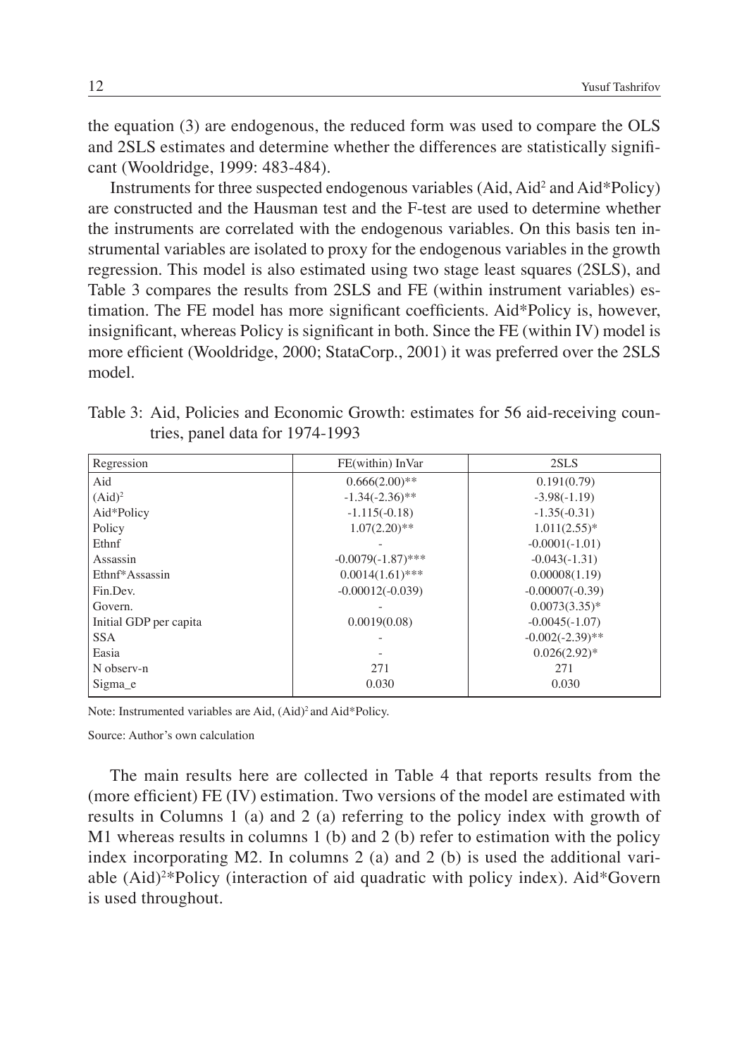the equation (3) are endogenous, the reduced form was used to compare the OLS and 2SLS estimates and determine whether the differences are statistically significant (Wooldridge, 1999: 483-484).

Instruments for three suspected endogenous variables (Aid, $Aid^2$ and Aid*Policy) are constructed and the Hausman test and the F-test are used to determine whether the instruments are correlated with the endogenous variables. On this basis ten instrumental variables are isolated to proxy for the endogenous variables in the growth regression. This model is also estimated using two stage least squares (2SLS), and Table 3 compares the results from 2SLS and FE (within instrument variables) estimation. The FE model has more significant coefficients. Aid*Policy is, however, insignificant, whereas Policy is significant in both. Since the FE (within IV) model is more efficient (Wooldridge, 2000; StataCorp., 2001) it was preferred over the 2SLS model.

Table 3: Aid, Policies and Economic Growth: estimates for 56 aid-receiving countries, panel data for 1974-1993

| Regression | FE(within) InVar | 2SLS |
|---|---|---|
| Aid | 0.666(2.00)** | 0.191(0.79) |
| $(Aid)^2$ | -1.34(-2.36)** | -3.98(-1.19) |
| Aid*Policy | -1.115(-0.18) | -1.35(-0.31) |
| Policy | 1.07(2.20)** | 1.011(2.55)* |
| Ethnf | - | -0.0001(-1.01) |
| Assassin | -0.0079(-1.87)*** | -0.043(-1.31) |
| Ethnf*Assassin | 0.0014(1.61)*** | 0.00008(1.19) |
| Fin.Dev. | -0.00012(-0.039) | -0.00007(-0.39) |
| Govern. | - | 0.0073(3.35)* |
| Initial GDP per capita | 0.0019(0.08) | -0.0045(-1.07) |
| SSA | - | -0.002(-2.39)** |
| Easia | - | 0.026(2.92)* |
| N observ-n | 271 | 271 |
| Sigma_e | 0.030 | 0.030 |

Note: Instrumented variables are Aid, $(Aid)^2$ and Aid*Policy.

Source: Author's own calculation

The main results here are collected in Table 4 that reports results from the (more efficient) FE (IV) estimation. Two versions of the model are estimated with results in Columns 1 (a) and 2 (a) referring to the policy index with growth of M1 whereas results in columns 1 (b) and 2 (b) refer to estimation with the policy index incorporating M2. In columns 2 (a) and 2 (b) is used the additional variable $(Aid)^2$*Policy (interaction of aid quadratic with policy index). Aid*Govern is used throughout.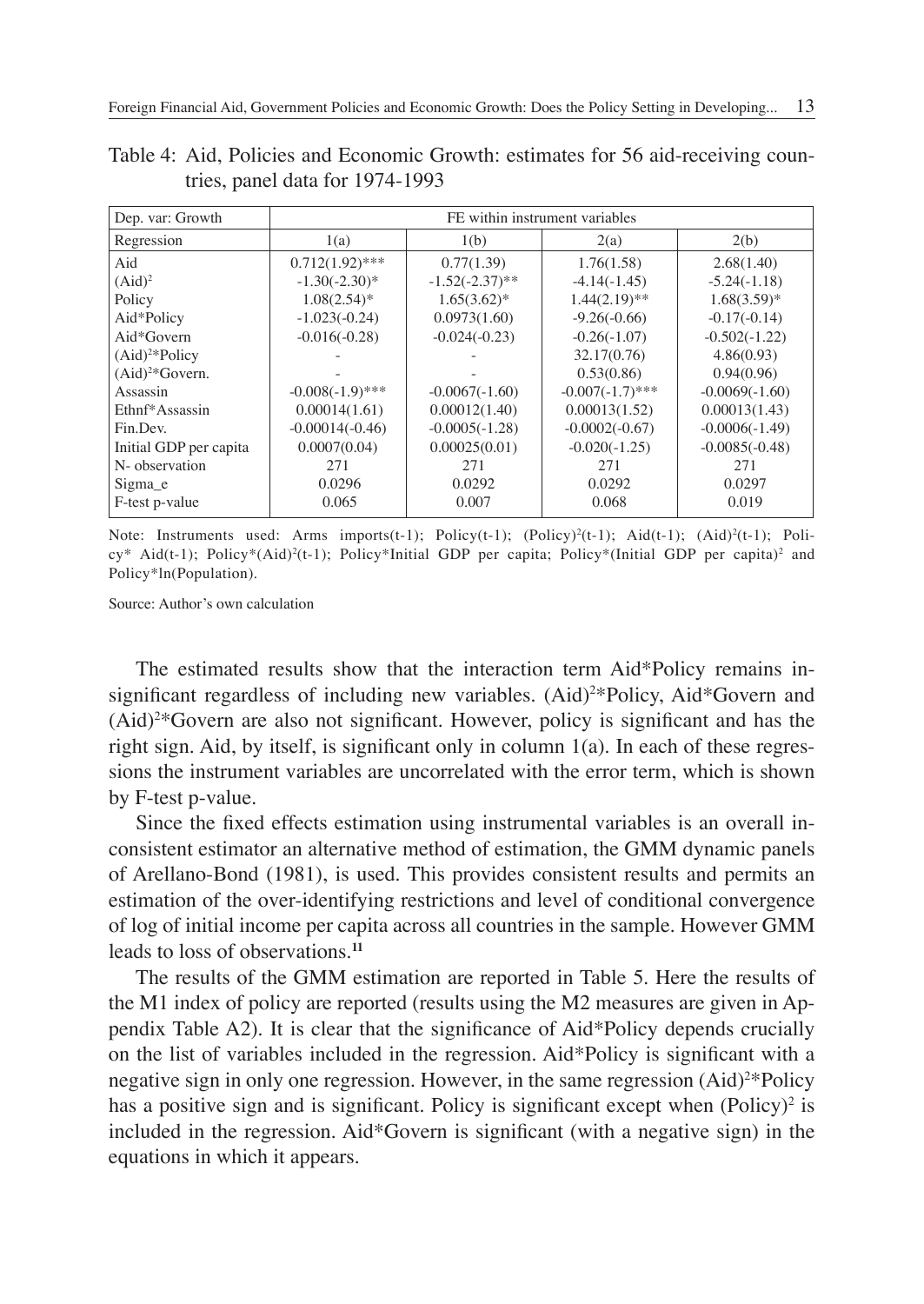Table 4: Aid, Policies and Economic Growth: estimates for 56 aid-receiving countries, panel data for 1974-1993

| Dep. var: Growth | FE within instrument variables | | | |
|---|---|---|---|---|
| Regression | 1(a) | 1(b) | 2(a) | 2(b) |
| Aid | 0.712(1.92)*** | 0.77(1.39) | 1.76(1.58) | 2.68(1.40) |
| $(Aid)^2$ | -1.30(-2.30)* | -1.52(-2.37)** | -4.14(-1.45) | -5.24(-1.18) |
| Policy | 1.08(2.54)* | 1.65(3.62)* | 1.44(2.19)** | 1.68(3.59)* |
| Aid*Policy | -1.023(-0.24) | 0.0973(1.60) | -9.26(-0.66) | -0.17(-0.14) |
| Aid*Govern | -0.016(-0.28) | -0.024(-0.23) | -0.26(-1.07) | -0.502(-1.22) |
| $(Aid)^2$*Policy | - | - | 32.17(0.76) | 4.86(0.93) |
| $(Aid)^2$*Govern. | - | - | 0.53(0.86) | 0.94(0.96) |
| Assassin | -0.008(-1.9)*** | -0.0067(-1.60) | -0.007(-1.7)*** | -0.0069(-1.60) |
| Ethnf*Assassin | 0.00014(1.61) | 0.00012(1.40) | 0.00013(1.52) | 0.00013(1.43) |
| Fin.Dev. | -0.00014(-0.46) | -0.0005(-1.28) | -0.0002(-0.67) | -0.0006(-1.49) |
| Initial GDP per capita | 0.0007(0.04) | 0.00025(0.01) | -0.020(-1.25) | -0.0085(-0.48) |
| N- observation | 271 | 271 | 271 | 271 |
| Sigma_e | 0.0296 | 0.0292 | 0.0292 | 0.0297 |
| F-test p-value | 0.065 | 0.007 | 0.068 | 0.019 |

Note: Instruments used: Arms imports(t-1); Policy(t-1); $(Policy)^2$(t-1); Aid(t-1); $(Aid)^2$(t-1); Policy* Aid(t-1); Policy*$(Aid)^2$(t-1); Policy*Initial GDP per capita; Policy*(Initial GDP per capita)$^2$ and Policy*ln(Population).

Source: Author's own calculation

The estimated results show that the interaction term Aid*Policy remains insignificant regardless of including new variables. $(Aid)^2$*Policy, Aid*Govern and $(Aid)^2$*Govern are also not significant. However, policy is significant and has the right sign. Aid, by itself, is significant only in column 1(a). In each of these regressions the instrument variables are uncorrelated with the error term, which is shown by F-test p-value.

Since the fixed effects estimation using instrumental variables is an overall inconsistent estimator an alternative method of estimation, the GMM dynamic panels of Arellano-Bond (1981), is used. This provides consistent results and permits an estimation of the over-identifying restrictions and level of conditional convergence of log of initial income per capita across all countries in the sample. However GMM leads to loss of observations.[11]

The results of the GMM estimation are reported in Table 5. Here the results of the M1 index of policy are reported (results using the M2 measures are given in Appendix Table A2). It is clear that the significance of Aid*Policy depends crucially on the list of variables included in the regression. Aid*Policy is significant with a negative sign in only one regression. However, in the same regression $(Aid)^2$*Policy has a positive sign and is significant. Policy is significant except when $(Policy)^2$ is included in the regression. Aid*Govern is significant (with a negative sign) in the equations in which it appears.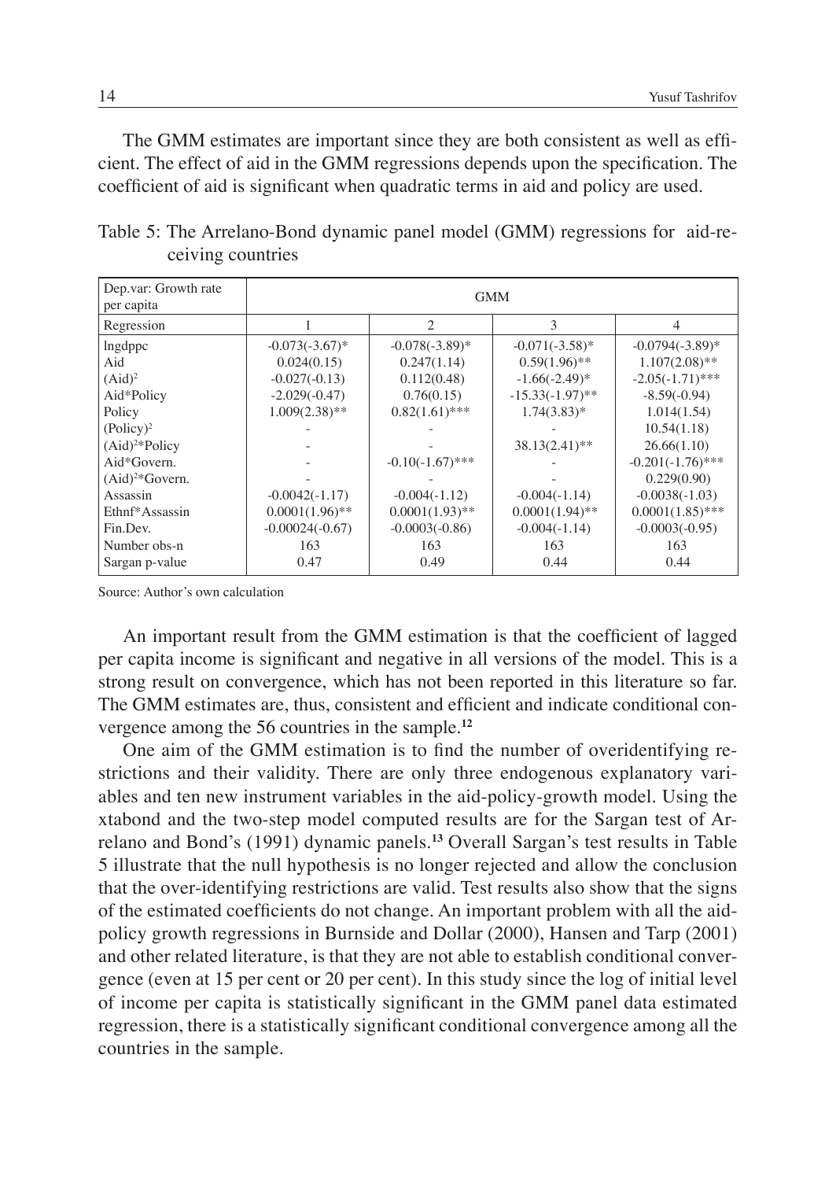The GMM estimates are important since they are both consistent as well as efficient. The effect of aid in the GMM regressions depends upon the specification. The coefficient of aid is significant when quadratic terms in aid and policy are used.

Table 5: The Arrelano-Bond dynamic panel model (GMM) regressions for aid-receiving countries

| Dep.var: Growth rate per capita | GMM | | | |
|---|---|---|---|---|
| Regression | 1 | 2 | 3 | 4 |
| lngdppc | -0.073(-3.67)* | -0.078(-3.89)* | -0.071(-3.58)* | -0.0794(-3.89)* |
| Aid | 0.024(0.15) | 0.247(1.14) | 0.59(1.96)** | 1.107(2.08)** |
| $(Aid)^2$ | -0.027(-0.13) | 0.112(0.48) | -1.66(-2.49)* | -2.05(-1.71)*** |
| Aid*Policy | -2.029(-0.47) | 0.76(0.15) | -15.33(-1.97)** | -8.59(-0.94) |
| Policy | 1.009(2.38)** | 0.82(1.61)*** | 1.74(3.83)* | 1.014(1.54) |
| $(Policy)^2$ | - | - | - | 10.54(1.18) |
| $(Aid)^2$*Policy | - | - | 38.13(2.41)** | 26.66(1.10) |
| Aid*Govern. | - | -0.10(-1.67)*** | - | -0.201(-1.76)*** |
| $(Aid)^2$*Govern. | - | - | - | 0.229(0.90) |
| Assassin | -0.0042(-1.17) | -0.004(-1.12) | -0.004(-1.14) | -0.0038(-1.03) |
| Ethnf*Assassin | 0.0001(1.96)** | 0.0001(1.93)** | 0.0001(1.94)** | 0.0001(1.85)*** |
| Fin.Dev. | -0.00024(-0.67) | -0.0003(-0.86) | -0.004(-1.14) | -0.0003(-0.95) |
| Number obs-n | 163 | 163 | 163 | 163 |
| Sargan p-value | 0.47 | 0.49 | 0.44 | 0.44 |

Source: Author's own calculation

An important result from the GMM estimation is that the coefficient of lagged per capita income is significant and negative in all versions of the model. This is a strong result on convergence, which has not been reported in this literature so far. The GMM estimates are, thus, consistent and efficient and indicate conditional convergence among the 56 countries in the sample.[12]

One aim of the GMM estimation is to find the number of overidentifying restrictions and their validity. There are only three endogenous explanatory variables and ten new instrument variables in the aid-policy-growth model. Using the xtabond and the two-step model computed results are for the Sargan test of Arrelano and Bond's (1991) dynamic panels.[13] Overall Sargan's test results in Table 5 illustrate that the null hypothesis is no longer rejected and allow the conclusion that the over-identifying restrictions are valid. Test results also show that the signs of the estimated coefficients do not change. An important problem with all the aid-policy growth regressions in Burnside and Dollar (2000), Hansen and Tarp (2001) and other related literature, is that they are not able to establish conditional convergence (even at 15 per cent or 20 per cent). In this study since the log of initial level of income per capita is statistically significant in the GMM panel data estimated regression, there is a statistically significant conditional convergence among all the countries in the sample.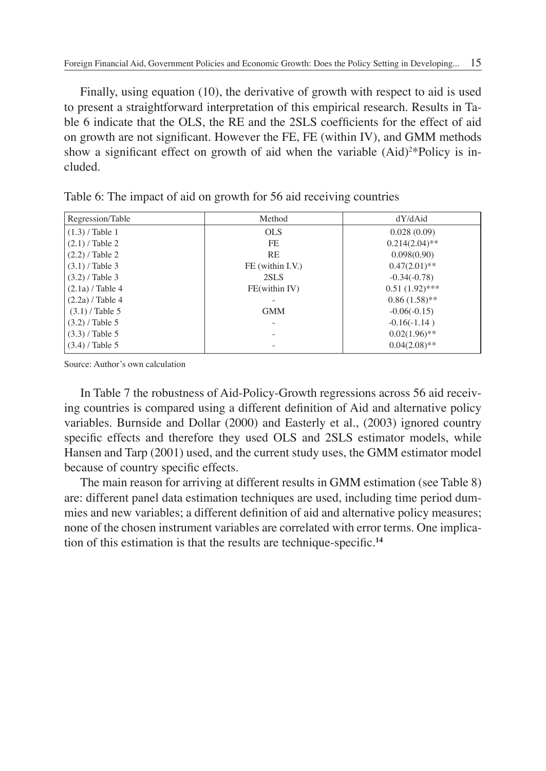Finally, using equation (10), the derivative of growth with respect to aid is used to present a straightforward interpretation of this empirical research. Results in Table 6 indicate that the OLS, the RE and the 2SLS coefficients for the effect of aid on growth are not significant. However the FE, FE (within IV), and GMM methods show a significant effect on growth of aid when the variable $(Aid)^2$*Policy is included.

Table 6: The impact of aid on growth for 56 aid receiving countries

| Regression/Table | Method | dY/dAid |
|---|---|---|
| (1.3) / Table 1 | OLS | 0.028 (0.09) |
| (2.1) / Table 2 | FE | 0.214(2.04)** |
| (2.2) / Table 2 | RE | 0.098(0.90) |
| (3.1) / Table 3 | FE (within I.V.) | 0.47(2.01)** |
| (3.2) / Table 3 | 2SLS | -0.34(-0.78) |
| (2.1a) / Table 4 | FE(within IV) | 0.51 (1.92)*** |
| (2.2a) / Table 4 | - | 0.86 (1.58)** |
| (3.1) / Table 5 | GMM | -0.06(-0.15) |
| (3.2) / Table 5 | - | -0.16(-1.14 ) |
| (3.3) / Table 5 | - | 0.02(1.96)** |
| (3.4) / Table 5 | - | 0.04(2.08)** |

Source: Author's own calculation

In Table 7 the robustness of Aid-Policy-Growth regressions across 56 aid receiving countries is compared using a different definition of Aid and alternative policy variables. Burnside and Dollar (2000) and Easterly et al., (2003) ignored country specific effects and therefore they used OLS and 2SLS estimator models, while Hansen and Tarp (2001) used, and the current study uses, the GMM estimator model because of country specific effects.

The main reason for arriving at different results in GMM estimation (see Table 8) are: different panel data estimation techniques are used, including time period dummies and new variables; a different definition of aid and alternative policy measures; none of the chosen instrument variables are correlated with error terms. One implication of this estimation is that the results are technique-specific.[14]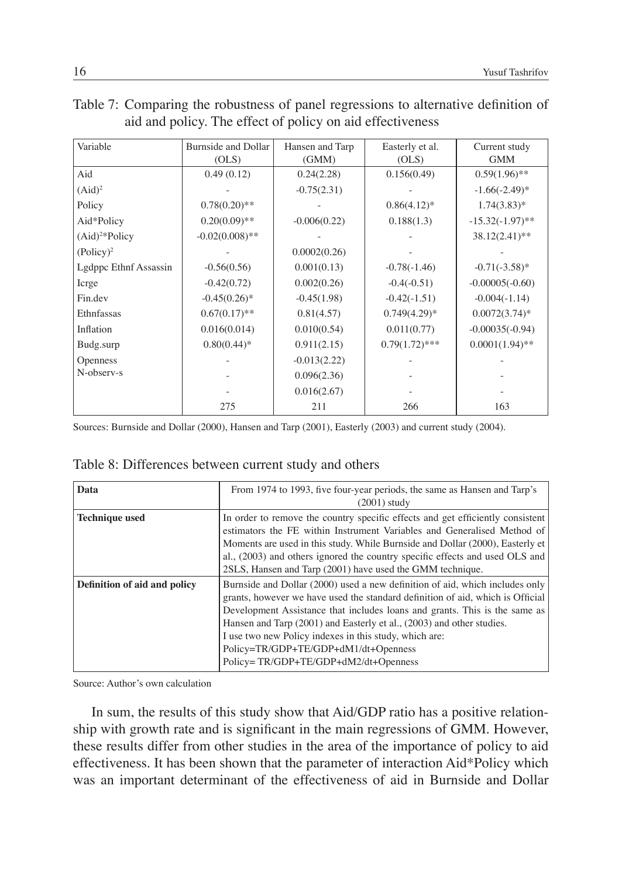Table 7: Comparing the robustness of panel regressions to alternative definition of aid and policy. The effect of policy on aid effectiveness

| Variable | Burnside and Dollar (OLS) | Hansen and Tarp (GMM) | Easterly et al. (OLS) | Current study GMM |
|---|---|---|---|---|
| Aid | 0.49 (0.12) | 0.24(2.28) | 0.156(0.49) | 0.59(1.96)** |
| $(Aid)^2$ | - | -0.75(2.31) | - | -1.66(-2.49)* |
| Policy | 0.78(0.20)** | - | 0.86(4.12)* | 1.74(3.83)* |
| Aid*Policy | 0.20(0.09)** | -0.006(0.22) | 0.188(1.3) | -15.32(-1.97)** |
| $(Aid)^2$*Policy | -0.02(0.008)** | - | - | 38.12(2.41)** |
| $(Policy)^2$ | - | 0.0002(0.26) | - | - |
| Lgdppc Ethnf Assassin | -0.56(0.56) | 0.001(0.13) | -0.78(-1.46) | -0.71(-3.58)* |
| Icrge | -0.42(0.72) | 0.002(0.26) | -0.4(-0.51) | -0.00005(-0.60) |
| Fin.dev | -0.45(0.26)* | -0.45(1.98) | -0.42(-1.51) | -0.004(-1.14) |
| Ethnfassas | 0.67(0.17)** | 0.81(4.57) | 0.749(4.29)* | 0.0072(3.74)* |
| Inflation | 0.016(0.014) | 0.010(0.54) | 0.011(0.77) | -0.00035(-0.94) |
| Budg.surp | 0.80(0.44)* | 0.911(2.15) | 0.79(1.72)*** | 0.0001(1.94)** |
| Openness | - | -0.013(2.22) | - | - |
| N-observ-s | - | 0.096(2.36) | - | - |
| | - | 0.016(2.67) | - | - |
| | 275 | 211 | 266 | 163 |

Sources: Burnside and Dollar (2000), Hansen and Tarp (2001), Easterly (2003) and current study (2004).

Table 8: Differences between current study and others

| **Data** | From 1974 to 1993, five four-year periods, the same as Hansen and Tarp's (2001) study |
|---|---|
| **Technique used** | In order to remove the country specific effects and get efficiently consistent estimators the FE within Instrument Variables and Generalised Method of Moments are used in this study. While Burnside and Dollar (2000), Easterly et al., (2003) and others ignored the country specific effects and used OLS and 2SLS, Hansen and Tarp (2001) have used the GMM technique. |
| **Definition of aid and policy** | Burnside and Dollar (2000) used a new definition of aid, which includes only grants, however we have used the standard definition of aid, which is Official Development Assistance that includes loans and grants. This is the same as Hansen and Tarp (2001) and Easterly et al., (2003) and other studies. I use two new Policy indexes in this study, which are: Policy=TR/GDP+TE/GDP+dM1/dt+Openness Policy= TR/GDP+TE/GDP+dM2/dt+Openness |

Source: Author's own calculation

In sum, the results of this study show that Aid/GDP ratio has a positive relationship with growth rate and is significant in the main regressions of GMM. However, these results differ from other studies in the area of the importance of policy to aid effectiveness. It has been shown that the parameter of interaction Aid*Policy which was an important determinant of the effectiveness of aid in Burnside and Dollar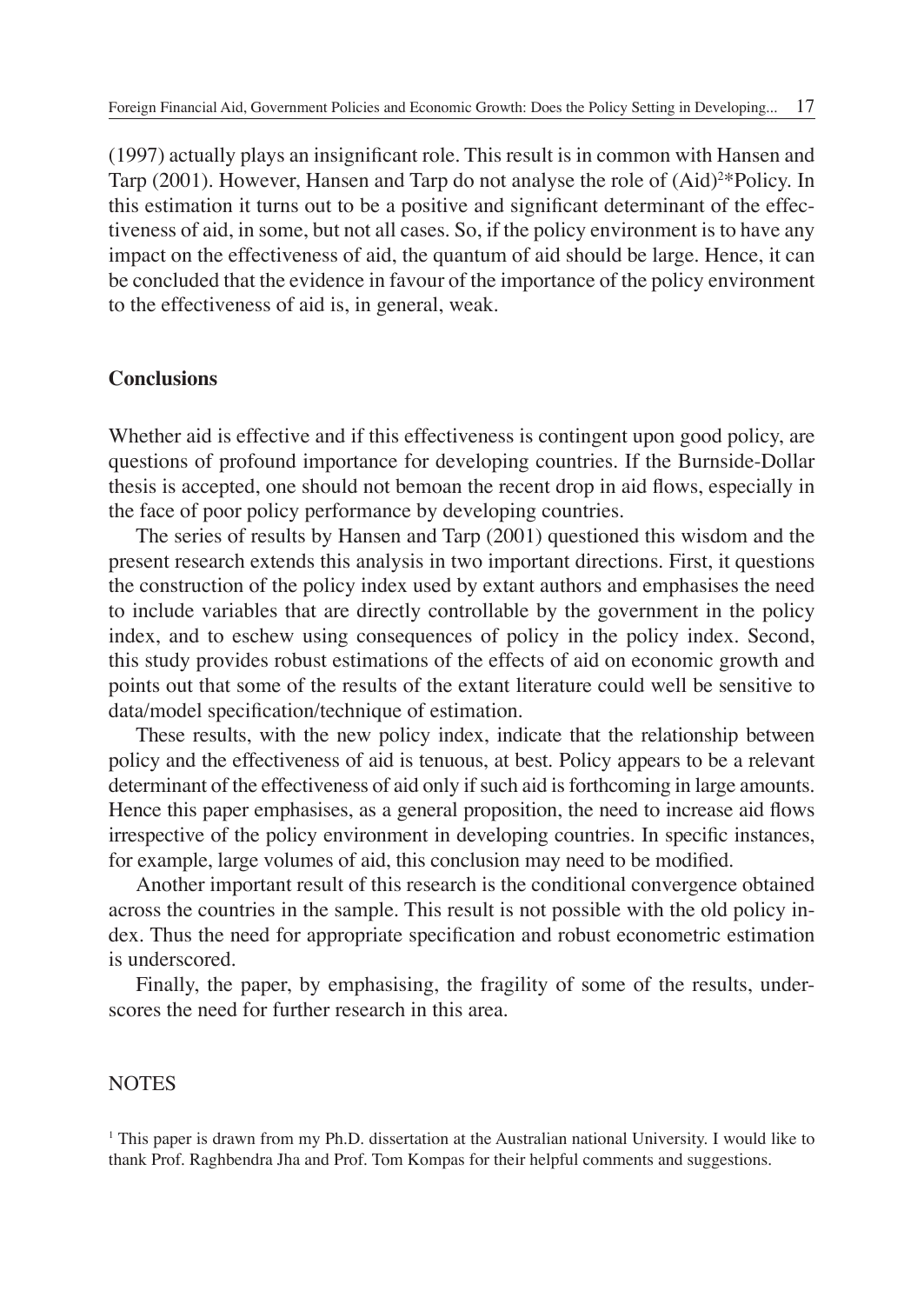(1997) actually plays an insignificant role. This result is in common with Hansen and Tarp (2001). However, Hansen and Tarp do not analyse the role of $(Aid)^2$*Policy. In this estimation it turns out to be a positive and significant determinant of the effectiveness of aid, in some, but not all cases. So, if the policy environment is to have any impact on the effectiveness of aid, the quantum of aid should be large. Hence, it can be concluded that the evidence in favour of the importance of the policy environment to the effectiveness of aid is, in general, weak.

## Conclusions

Whether aid is effective and if this effectiveness is contingent upon good policy, are questions of profound importance for developing countries. If the Burnside-Dollar thesis is accepted, one should not bemoan the recent drop in aid flows, especially in the face of poor policy performance by developing countries.

The series of results by Hansen and Tarp (2001) questioned this wisdom and the present research extends this analysis in two important directions. First, it questions the construction of the policy index used by extant authors and emphasises the need to include variables that are directly controllable by the government in the policy index, and to eschew using consequences of policy in the policy index. Second, this study provides robust estimations of the effects of aid on economic growth and points out that some of the results of the extant literature could well be sensitive to data/model specification/technique of estimation.

These results, with the new policy index, indicate that the relationship between policy and the effectiveness of aid is tenuous, at best. Policy appears to be a relevant determinant of the effectiveness of aid only if such aid is forthcoming in large amounts. Hence this paper emphasises, as a general proposition, the need to increase aid flows irrespective of the policy environment in developing countries. In specific instances, for example, large volumes of aid, this conclusion may need to be modified.

Another important result of this research is the conditional convergence obtained across the countries in the sample. This result is not possible with the old policy index. Thus the need for appropriate specification and robust econometric estimation is underscored.

Finally, the paper, by emphasising, the fragility of some of the results, underscores the need for further research in this area.

NOTES

[1] This paper is drawn from my Ph.D. dissertation at the Australian national University. I would like to thank Prof. Raghbendra Jha and Prof. Tom Kompas for their helpful comments and suggestions.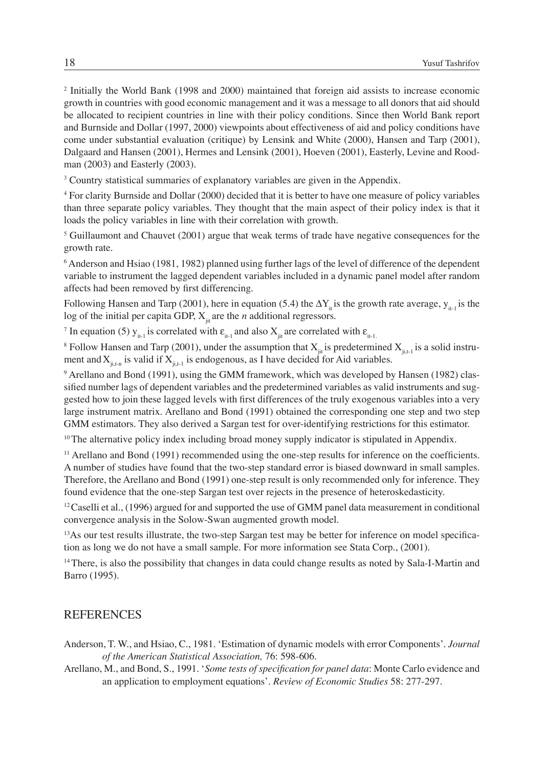[2] Initially the World Bank (1998 and 2000) maintained that foreign aid assists to increase economic growth in countries with good economic management and it was a message to all donors that aid should be allocated to recipient countries in line with their policy conditions. Since then World Bank report and Burnside and Dollar (1997, 2000) viewpoints about effectiveness of aid and policy conditions have come under substantial evaluation (critique) by Lensink and White (2000), Hansen and Tarp (2001), Dalgaard and Hansen (2001), Hermes and Lensink (2001), Hoeven (2001), Easterly, Levine and Roodman (2003) and Easterly (2003).

[3] Country statistical summaries of explanatory variables are given in the Appendix.

[4] For clarity Burnside and Dollar (2000) decided that it is better to have one measure of policy variables than three separate policy variables. They thought that the main aspect of their policy index is that it loads the policy variables in line with their correlation with growth.

[5] Guillaumont and Chauvet (2001) argue that weak terms of trade have negative consequences for the growth rate.

[6] Anderson and Hsiao (1981, 1982) planned using further lags of the level of difference of the dependent variable to instrument the lagged dependent variables included in a dynamic panel model after random affects had been removed by first differencing.

Following Hansen and Tarp (2001), here in equation (5.4) the $\Delta Y_{it}$ is the growth rate average, $y_{it-1}$ is the log of the initial per capita GDP, $X_{jit}$ are the *n* additional regressors.

[7] In equation (5) $y_{it-1}$ is correlated with $\varepsilon_{it-1}$ and also $X_{jit}$ are correlated with $\varepsilon_{it-1.}$

[8] Follow Hansen and Tarp (2001), under the assumption that $X_{jit}$ is predetermined $X_{ji,t-1}$ is a solid instrument and $X_{ji,t-n}$ is valid if $X_{ji,t-1}$ is endogenous, as I have decided for Aid variables.

[9] Arellano and Bond (1991), using the GMM framework, which was developed by Hansen (1982) classified number lags of dependent variables and the predetermined variables as valid instruments and suggested how to join these lagged levels with first differences of the truly exogenous variables into a very large instrument matrix. Arellano and Bond (1991) obtained the corresponding one step and two step GMM estimators. They also derived a Sargan test for over-identifying restrictions for this estimator.

[10] The alternative policy index including broad money supply indicator is stipulated in Appendix.

[11] Arellano and Bond (1991) recommended using the one-step results for inference on the coefficients. A number of studies have found that the two-step standard error is biased downward in small samples. Therefore, the Arellano and Bond (1991) one-step result is only recommended only for inference. They found evidence that the one-step Sargan test over rejects in the presence of heteroskedasticity.

[12] Caselli et al., (1996) argued for and supported the use of GMM panel data measurement in conditional convergence analysis in the Solow-Swan augmented growth model.

[13] As our test results illustrate, the two-step Sargan test may be better for inference on model specification as long we do not have a small sample. For more information see Stata Corp., (2001).

[14] There, is also the possibility that changes in data could change results as noted by Sala-I-Martin and Barro (1995).

## REFERENCES

Anderson, T. W., and Hsiao, C., 1981. 'Estimation of dynamic models with error Components'. *Journal of the American Statistical Association,* 76: 598-606.

Arellano, M., and Bond, S., 1991. '*Some tests of specification for panel data*: Monte Carlo evidence and an application to employment equations'. *Review of Economic Studies* 58: 277-297.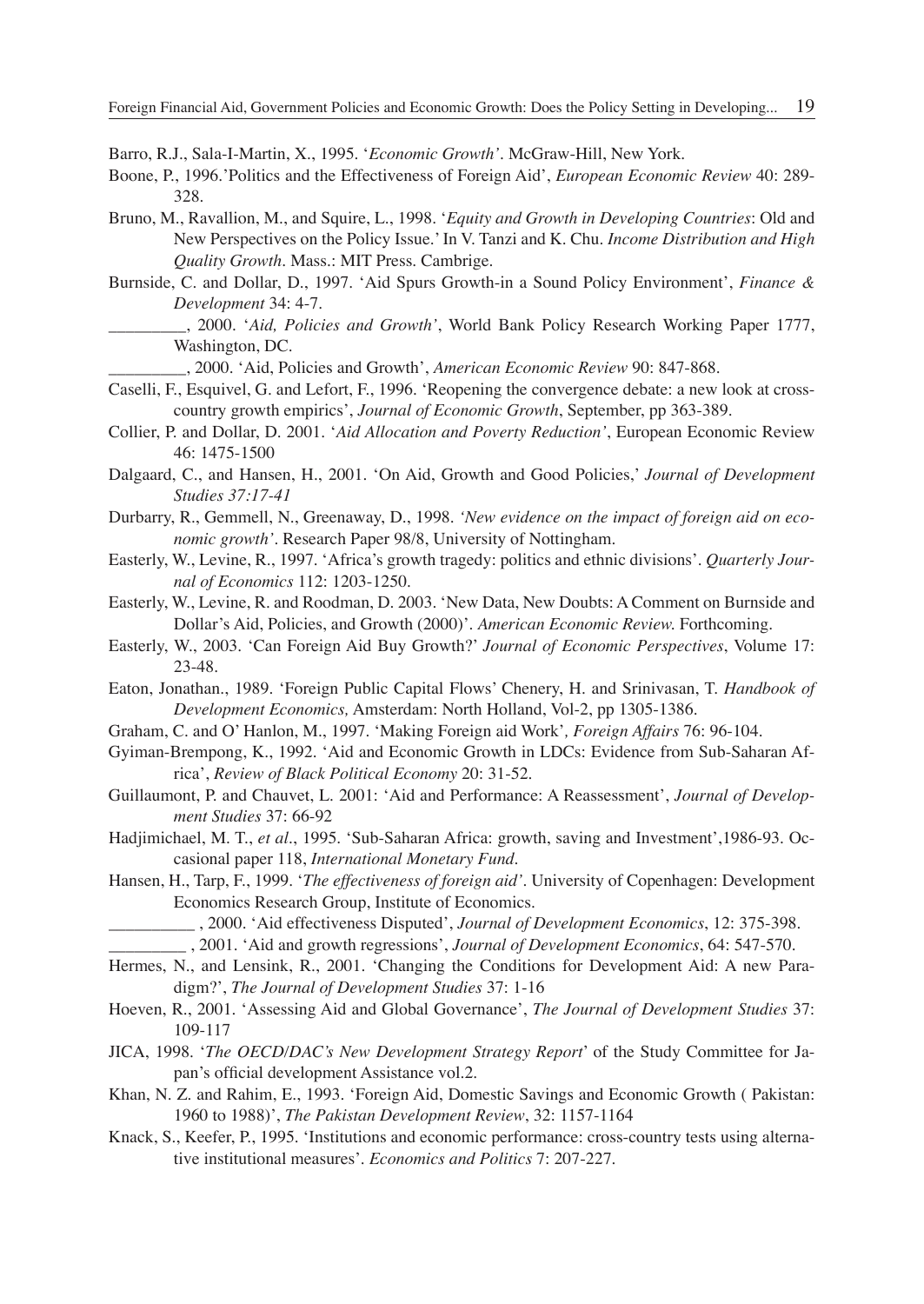Barro, R.J., Sala-I-Martin, X., 1995. '*Economic Growth*'. McGraw-Hill, New York.

Boone, P., 1996.'Politics and the Effectiveness of Foreign Aid', *European Economic Review* 40: 289-328.

Bruno, M., Ravallion, M., and Squire, L., 1998. '*Equity and Growth in Developing Countries*: Old and New Perspectives on the Policy Issue.' In V. Tanzi and K. Chu. *Income Distribution and High Quality Growth*. Mass.: MIT Press. Cambrige.

Burnside, C. and Dollar, D., 1997. 'Aid Spurs Growth-in a Sound Policy Environment', *Finance & Development* 34: 4-7.

_________, 2000. '*Aid, Policies and Growth'*, World Bank Policy Research Working Paper 1777, Washington, DC.

_________, 2000. 'Aid, Policies and Growth', *American Economic Review* 90: 847-868.

Caselli, F., Esquivel, G. and Lefort, F., 1996. 'Reopening the convergence debate: a new look at cross-country growth empirics', *Journal of Economic Growth*, September, pp 363-389.

Collier, P. and Dollar, D. 2001. '*Aid Allocation and Poverty Reduction'*, European Economic Review 46: 1475-1500

Dalgaard, C., and Hansen, H., 2001. 'On Aid, Growth and Good Policies,' *Journal of Development Studies 37:17-41*

Durbarry, R., Gemmell, N., Greenaway, D., 1998. *'New evidence on the impact of foreign aid on economic growth'*. Research Paper 98/8, University of Nottingham.

Easterly, W., Levine, R., 1997. 'Africa's growth tragedy: politics and ethnic divisions'. *Quarterly Journal of Economics* 112: 1203-1250.

Easterly, W., Levine, R. and Roodman, D. 2003. 'New Data, New Doubts: A Comment on Burnside and Dollar's Aid, Policies, and Growth (2000)'. *American Economic Review.* Forthcoming.

Easterly, W., 2003. 'Can Foreign Aid Buy Growth?' *Journal of Economic Perspectives*, Volume 17: 23-48.

Eaton, Jonathan., 1989. 'Foreign Public Capital Flows' Chenery, H. and Srinivasan, T. *Handbook of Development Economics,* Amsterdam: North Holland, Vol-2, pp 1305-1386.

Graham, C. and O' Hanlon, M., 1997. 'Making Foreign aid Work'*, Foreign Affairs* 76: 96-104.

Gyiman-Brempong, K., 1992. 'Aid and Economic Growth in LDCs: Evidence from Sub-Saharan Africa', *Review of Black Political Economy* 20: 31-52.

Guillaumont, P. and Chauvet, L. 2001: 'Aid and Performance: A Reassessment', *Journal of Development Studies* 37: 66-92

Hadjimichael, M. T., *et al*., 1995. 'Sub-Saharan Africa: growth, saving and Investment',1986-93. Occasional paper 118, *International Monetary Fund.*

Hansen, H., Tarp, F., 1999. '*The effectiveness of foreign aid'*. University of Copenhagen: Development Economics Research Group, Institute of Economics.

__________ , 2000. 'Aid effectiveness Disputed', *Journal of Development Economics*, 12: 375-398.

_________ , 2001. 'Aid and growth regressions', *Journal of Development Economics*, 64: 547-570.

Hermes, N., and Lensink, R., 2001. 'Changing the Conditions for Development Aid: A new Paradigm?', *The Journal of Development Studies* 37: 1-16

Hoeven, R., 2001. 'Assessing Aid and Global Governance', *The Journal of Development Studies* 37: 109-117

JICA, 1998. '*The OECD/DAC's New Development Strategy Report*' of the Study Committee for Japan's official development Assistance vol.2.

Khan, N. Z. and Rahim, E., 1993. 'Foreign Aid, Domestic Savings and Economic Growth ( Pakistan: 1960 to 1988)', *The Pakistan Development Review*, 32: 1157-1164

Knack, S., Keefer, P., 1995. 'Institutions and economic performance: cross-country tests using alternative institutional measures'. *Economics and Politics* 7: 207-227.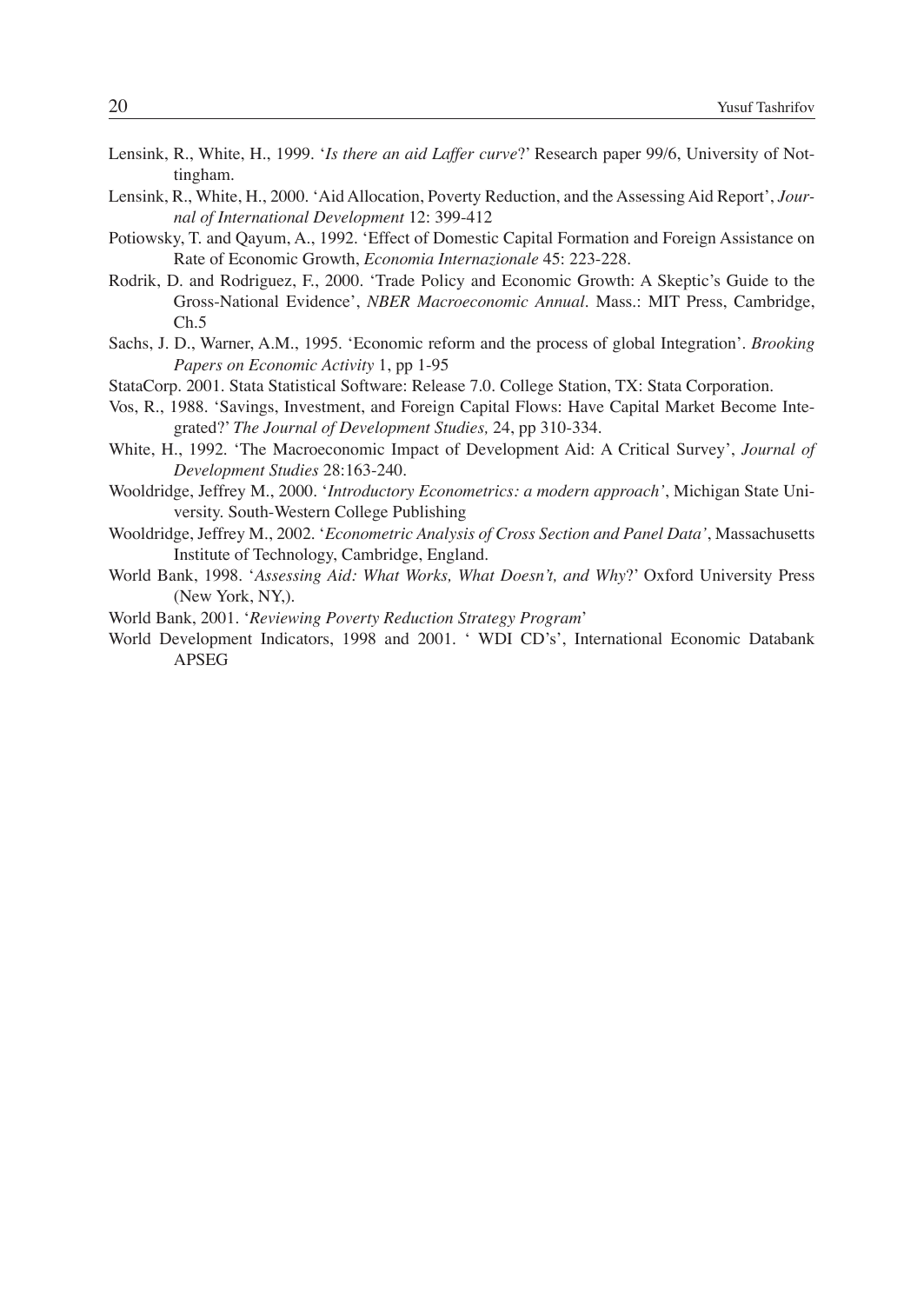Lensink, R., White, H., 1999. '*Is there an aid Laffer curve*?' Research paper 99/6, University of Nottingham.

Lensink, R., White, H., 2000. 'Aid Allocation, Poverty Reduction, and the Assessing Aid Report', *Journal of International Development* 12: 399-412

Potiowsky, T. and Qayum, A., 1992. 'Effect of Domestic Capital Formation and Foreign Assistance on Rate of Economic Growth, *Economia Internazionale* 45: 223-228.

Rodrik, D. and Rodriguez, F., 2000. 'Trade Policy and Economic Growth: A Skeptic's Guide to the Gross-National Evidence', *NBER Macroeconomic Annual*. Mass.: MIT Press, Cambridge, Ch.5

Sachs, J. D., Warner, A.M., 1995. 'Economic reform and the process of global Integration'. *Brooking Papers on Economic Activity* 1, pp 1-95

StataCorp. 2001. Stata Statistical Software: Release 7.0. College Station, TX: Stata Corporation.

Vos, R., 1988. 'Savings, Investment, and Foreign Capital Flows: Have Capital Market Become Integrated?' *The Journal of Development Studies,* 24, pp 310-334.

White, H., 1992. 'The Macroeconomic Impact of Development Aid: A Critical Survey', *Journal of Development Studies* 28:163-240.

Wooldridge, Jeffrey M., 2000. '*Introductory Econometrics: a modern approach'*, Michigan State University. South-Western College Publishing

Wooldridge, Jeffrey M., 2002. '*Econometric Analysis of Cross Section and Panel Data'*, Massachusetts Institute of Technology, Cambridge, England.

World Bank, 1998. '*Assessing Aid: What Works, What Doesn't, and Why*?' Oxford University Press (New York, NY,).

World Bank, 2001. '*Reviewing Poverty Reduction Strategy Program*'

World Development Indicators, 1998 and 2001. ' WDI CD's', International Economic Databank APSEG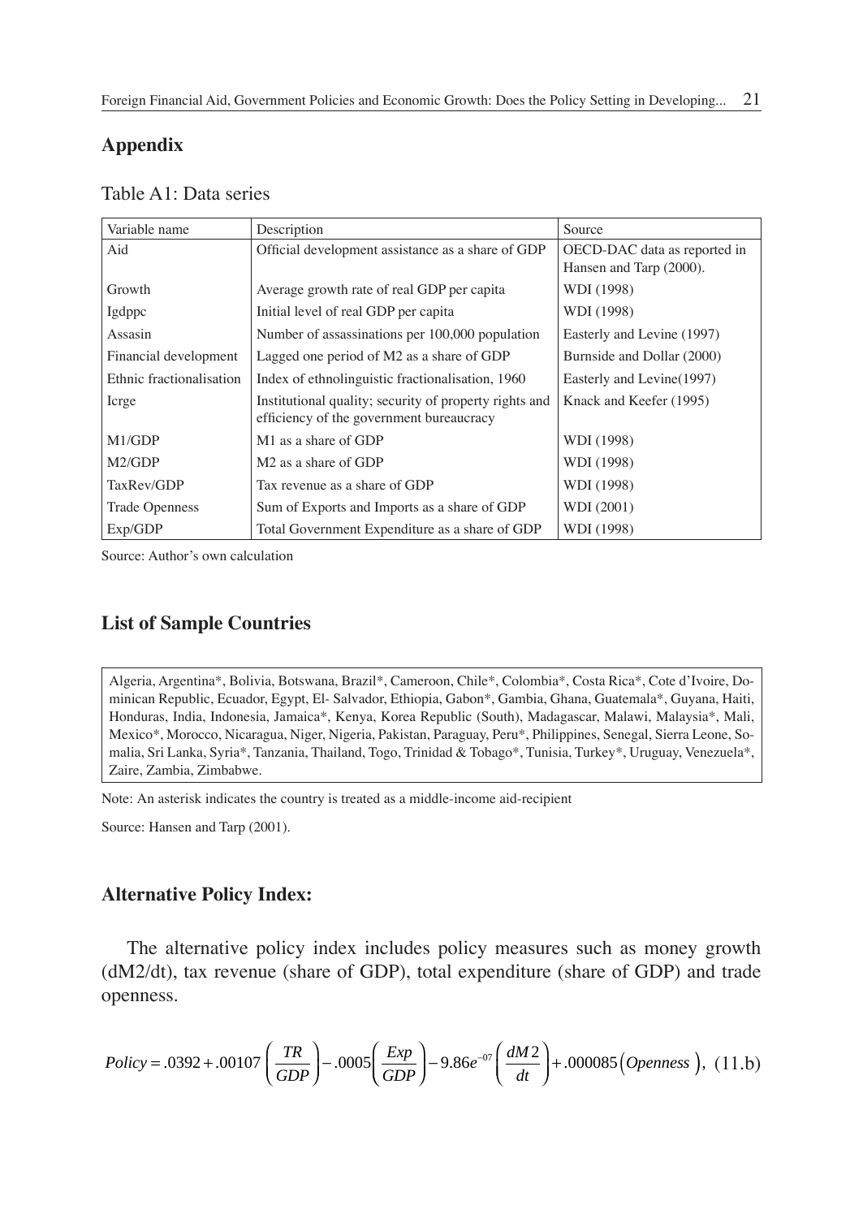## Appendix

Table A1: Data series

| Variable name | Description | Source |
|---|---|---|
| Aid | Official development assistance as a share of GDP | OECD-DAC data as reported in Hansen and Tarp (2000). |
| Growth | Average growth rate of real GDP per capita | WDI (1998) |
| Igdppc | Initial level of real GDP per capita | WDI (1998) |
| Assasin | Number of assassinations per 100,000 population | Easterly and Levine (1997) |
| Financial development | Lagged one period of M2 as a share of GDP | Burnside and Dollar (2000) |
| Ethnic fractionalisation | Index of ethnolinguistic fractionalisation, 1960 | Easterly and Levine(1997) |
| Icrge | Institutional quality; security of property rights and efficiency of the government bureaucracy | Knack and Keefer (1995) |
| M1/GDP | M1 as a share of GDP | WDI (1998) |
| M2/GDP | M2 as a share of GDP | WDI (1998) |
| TaxRev/GDP | Tax revenue as a share of GDP | WDI (1998) |
| Trade Openness | Sum of Exports and Imports as a share of GDP | WDI (2001) |
| Exp/GDP | Total Government Expenditure as a share of GDP | WDI (1998) |

Source: Author's own calculation

## List of Sample Countries

Algeria, Argentina*, Bolivia, Botswana, Brazil*, Cameroon, Chile*, Colombia*, Costa Rica*, Cote d'Ivoire, Dominican Republic, Ecuador, Egypt, El- Salvador, Ethiopia, Gabon*, Gambia, Ghana, Guatemala*, Guyana, Haiti, Honduras, India, Indonesia, Jamaica*, Kenya, Korea Republic (South), Madagascar, Malawi, Malaysia*, Mali, Mexico*, Morocco, Nicaragua, Niger, Nigeria, Pakistan, Paraguay, Peru*, Philippines, Senegal, Sierra Leone, Somalia, Sri Lanka, Syria*, Tanzania, Thailand, Togo, Trinidad & Tobago*, Tunisia, Turkey*, Uruguay, Venezuela*, Zaire, Zambia, Zimbabwe.

Note: An asterisk indicates the country is treated as a middle-income aid-recipient

Source: Hansen and Tarp (2001).

## Alternative Policy Index:

The alternative policy index includes policy measures such as money growth (dM2/dt), tax revenue (share of GDP), total expenditure (share of GDP) and trade openness.

$$Policy = .0392 + .00107\left(\frac{TR}{GDP}\right) - .0005\left(\frac{Exp}{GDP}\right) - 9.86e^{-07}\left(\frac{dM2}{dt}\right) + .000085\left(Openness\right), \quad (11.b)$$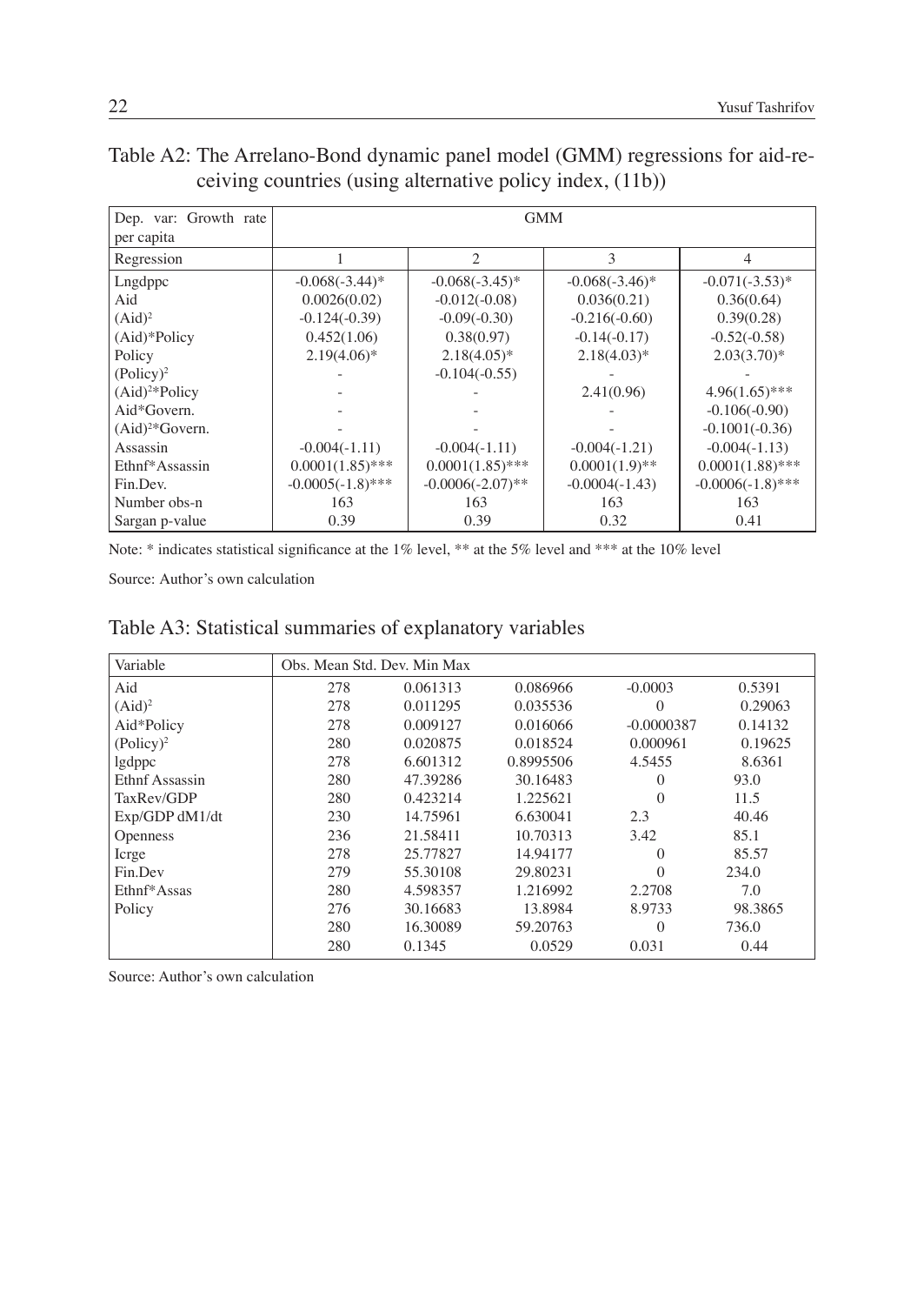Table A2: The Arrelano-Bond dynamic panel model (GMM) regressions for aid-receiving countries (using alternative policy index, (11b))

| Dep. var: Growth rate per capita | GMM | | | |
|---|---|---|---|---|
| Regression | 1 | 2 | 3 | 4 |
| Lngdppc | -0.068(-3.44)* | -0.068(-3.45)* | -0.068(-3.46)* | -0.071(-3.53)* |
| Aid | 0.0026(0.02) | -0.012(-0.08) | 0.036(0.21) | 0.36(0.64) |
| $(Aid)^2$ | -0.124(-0.39) | -0.09(-0.30) | -0.216(-0.60) | 0.39(0.28) |
| (Aid)*Policy | 0.452(1.06) | 0.38(0.97) | -0.14(-0.17) | -0.52(-0.58) |
| Policy | 2.19(4.06)* | 2.18(4.05)* | 2.18(4.03)* | 2.03(3.70)* |
| $(Policy)^2$ | - | -0.104(-0.55) | - | - |
| $(Aid)^2$*Policy | - | - | 2.41(0.96) | 4.96(1.65)*** |
| Aid*Govern. | - | - | - | -0.106(-0.90) |
| $(Aid)^2$*Govern. | - | - | - | -0.1001(-0.36) |
| Assassin | -0.004(-1.11) | -0.004(-1.11) | -0.004(-1.21) | -0.004(-1.13) |
| Ethnf*Assassin | 0.0001(1.85)*** | 0.0001(1.85)*** | 0.0001(1.9)** | 0.0001(1.88)*** |
| Fin.Dev. | -0.0005(-1.8)*** | -0.0006(-2.07)** | -0.0004(-1.43) | -0.0006(-1.8)*** |
| Number obs-n | 163 | 163 | 163 | 163 |
| Sargan p-value | 0.39 | 0.39 | 0.32 | 0.41 |

Note: * indicates statistical significance at the 1% level, ** at the 5% level and *** at the 10% level

Source: Author's own calculation

Table A3: Statistical summaries of explanatory variables

| Variable | Obs. | Mean | Std. Dev. | Min | Max |
|---|---|---|---|---|---|
| Aid | 278 | 0.061313 | 0.086966 | -0.0003 | 0.5391 |
| $(Aid)^2$ | 278 | 0.011295 | 0.035536 | 0 | 0.29063 |
| Aid*Policy | 278 | 0.009127 | 0.016066 | -0.0000387 | 0.14132 |
| $(Policy)^2$ | 280 | 0.020875 | 0.018524 | 0.000961 | 0.19625 |
| lgdppc | 278 | 6.601312 | 0.8995506 | 4.5455 | 8.6361 |
| Ethnf Assassin | 280 | 47.39286 | 30.16483 | 0 | 93.0 |
| TaxRev/GDP | 280 | 0.423214 | 1.225621 | 0 | 11.5 |
| Exp/GDP dM1/dt | 230 | 14.75961 | 6.630041 | 2.3 | 40.46 |
| Openness | 236 | 21.58411 | 10.70313 | 3.42 | 85.1 |
| Icrge | 278 | 25.77827 | 14.94177 | 0 | 85.57 |
| Fin.Dev | 279 | 55.30108 | 29.80231 | 0 | 234.0 |
| Ethnf*Assas | 280 | 4.598357 | 1.216992 | 2.2708 | 7.0 |
| Policy | 276 | 30.16683 | 13.8984 | 8.9733 | 98.3865 |
| | 280 | 16.30089 | 59.20763 | 0 | 736.0 |
| | 280 | 0.1345 | 0.0529 | 0.031 | 0.44 |

Source: Author's own calculation